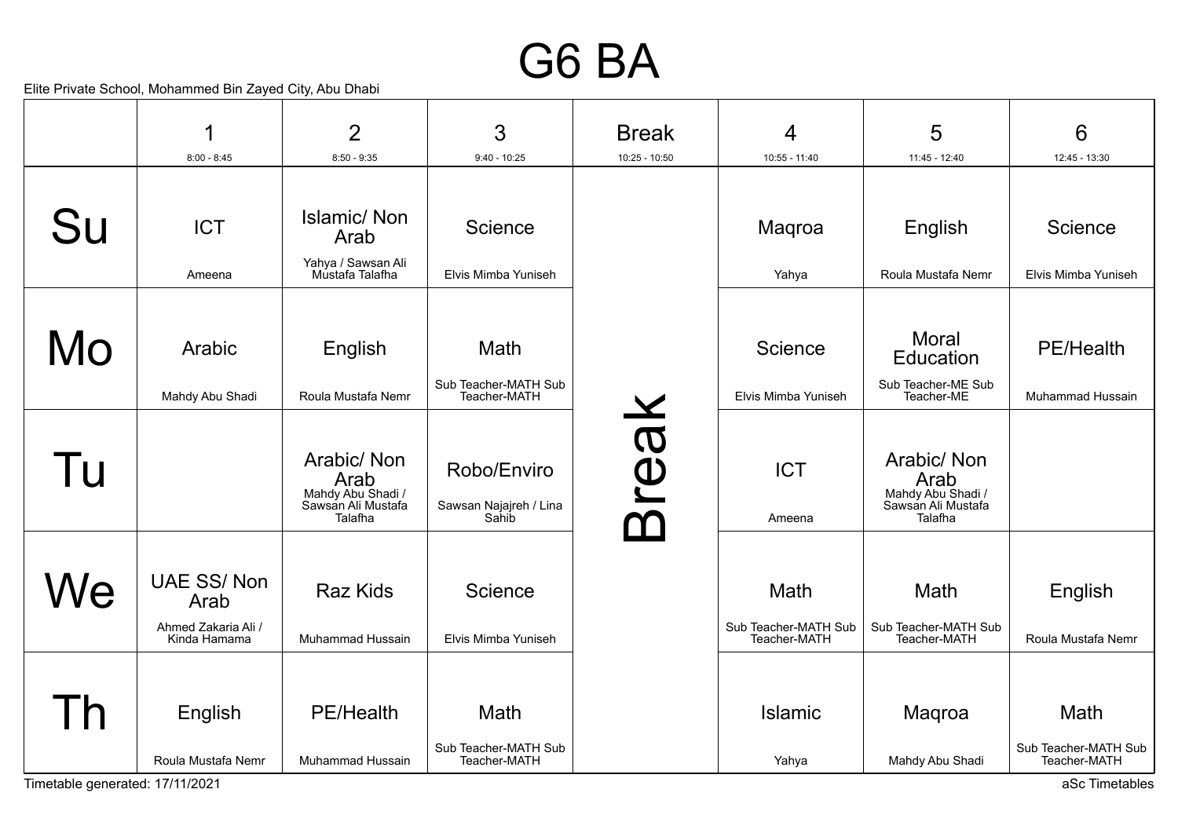# G6 BA

Elite Private School, Mohammed Bin Zayed City, Abu Dhabi

| | 1<br>8:00 - 8:45 | 2<br>8:50 - 9:35 | 3<br>9:40 - 10:25 | Break<br>10:25 - 10:50 | 4<br>10:55 - 11:40 | 5<br>11:45 - 12:40 | 6<br>12:45 - 13:30 |
|---|---|---|---|---|---|---|---|
| Su | ICT<br>Ameena | Islamic/ Non Arab<br>Yahya / Sawsan Ali Mustafa Talafha | Science<br>Elvis Mimba Yuniseh | Break | Maqroa<br>Yahya | English<br>Roula Mustafa Nemr | Science<br>Elvis Mimba Yuniseh |
| Mo | Arabic<br>Mahdy Abu Shadi | English<br>Roula Mustafa Nemr | Math<br>Sub Teacher-MATH Sub Teacher-MATH | | Science<br>Elvis Mimba Yuniseh | Moral Education<br>Sub Teacher-ME Sub Teacher-ME | PE/Health<br>Muhammad Hussain |
| Tu | | Arabic/ Non Arab<br>Mahdy Abu Shadi / Sawsan Ali Mustafa Talafha | Robo/Enviro<br>Sawsan Najajreh / Lina Sahib | | ICT<br>Ameena | Arabic/ Non Arab<br>Mahdy Abu Shadi / Sawsan Ali Mustafa Talafha | |
| We | UAE SS/ Non Arab<br>Ahmed Zakaria Ali / Kinda Hamama | Raz Kids<br>Muhammad Hussain | Science<br>Elvis Mimba Yuniseh | | Math<br>Sub Teacher-MATH Sub Teacher-MATH | Math<br>Sub Teacher-MATH Sub Teacher-MATH | English<br>Roula Mustafa Nemr |
| Th | English<br>Roula Mustafa Nemr | PE/Health<br>Muhammad Hussain | Math<br>Sub Teacher-MATH Sub Teacher-MATH | | Islamic<br>Yahya | Maqroa<br>Mahdy Abu Shadi | Math<br>Sub Teacher-MATH Sub Teacher-MATH |

Timetable generated: 17/11/2021

aSc Timetables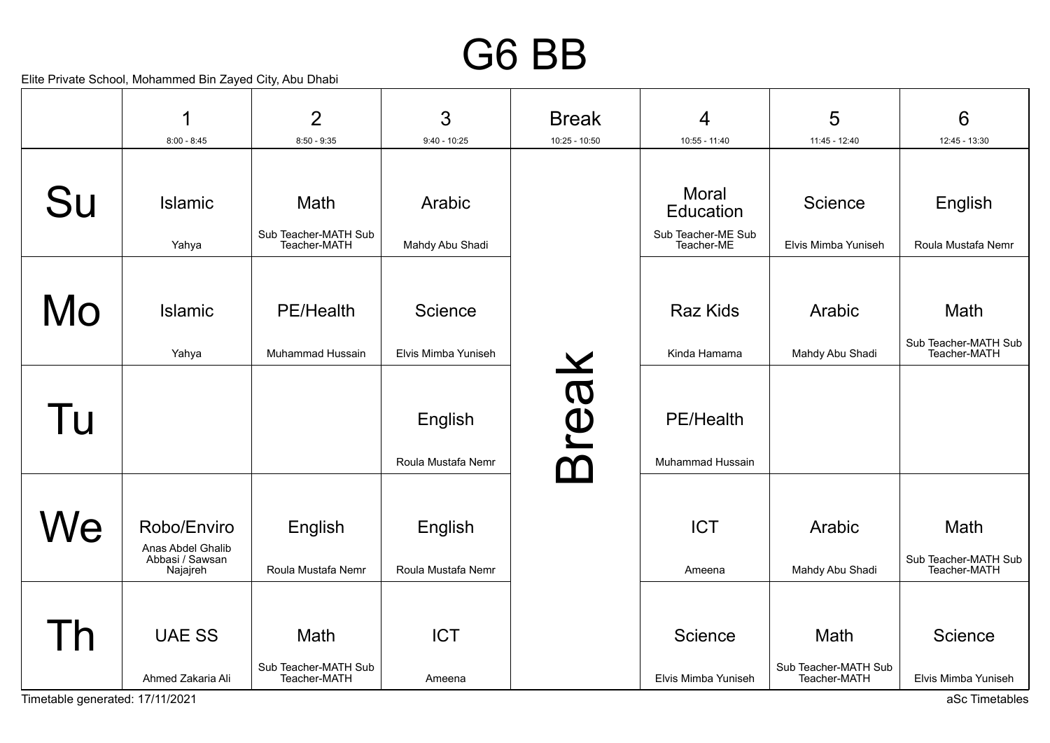# G6 BB

Elite Private School, Mohammed Bin Zayed City, Abu Dhabi

| | 1<br>8:00 - 8:45 | 2<br>8:50 - 9:35 | 3<br>9:40 - 10:25 | Break<br>10:25 - 10:50 | 4<br>10:55 - 11:40 | 5<br>11:45 - 12:40 | 6<br>12:45 - 13:30 |
|---|---|---|---|---|---|---|---|
| Su | Islamic<br>Yahya | Math<br>Sub Teacher-MATH Sub Teacher-MATH | Arabic<br>Mahdy Abu Shadi | Break | Moral Education<br>Sub Teacher-ME Sub Teacher-ME | Science<br>Elvis Mimba Yuniseh | English<br>Roula Mustafa Nemr |
| Mo | Islamic<br>Yahya | PE/Health<br>Muhammad Hussain | Science<br>Elvis Mimba Yuniseh | Break | Raz Kids<br>Kinda Hamama | Arabic<br>Mahdy Abu Shadi | Math<br>Sub Teacher-MATH Sub Teacher-MATH |
| Tu | | | English<br>Roula Mustafa Nemr | Break | PE/Health<br>Muhammad Hussain | | |
| We | Robo/Enviro<br>Anas Abdel Ghalib Abbasi / Sawsan Najajreh | English<br>Roula Mustafa Nemr | English<br>Roula Mustafa Nemr | Break | ICT<br>Ameena | Arabic<br>Mahdy Abu Shadi | Math<br>Sub Teacher-MATH Sub Teacher-MATH |
| Th | UAE SS<br>Ahmed Zakaria Ali | Math<br>Sub Teacher-MATH Sub Teacher-MATH | ICT<br>Ameena | Break | Science<br>Elvis Mimba Yuniseh | Math<br>Sub Teacher-MATH Sub Teacher-MATH | Science<br>Elvis Mimba Yuniseh |

Timetable generated: 17/11/2021

aSc Timetables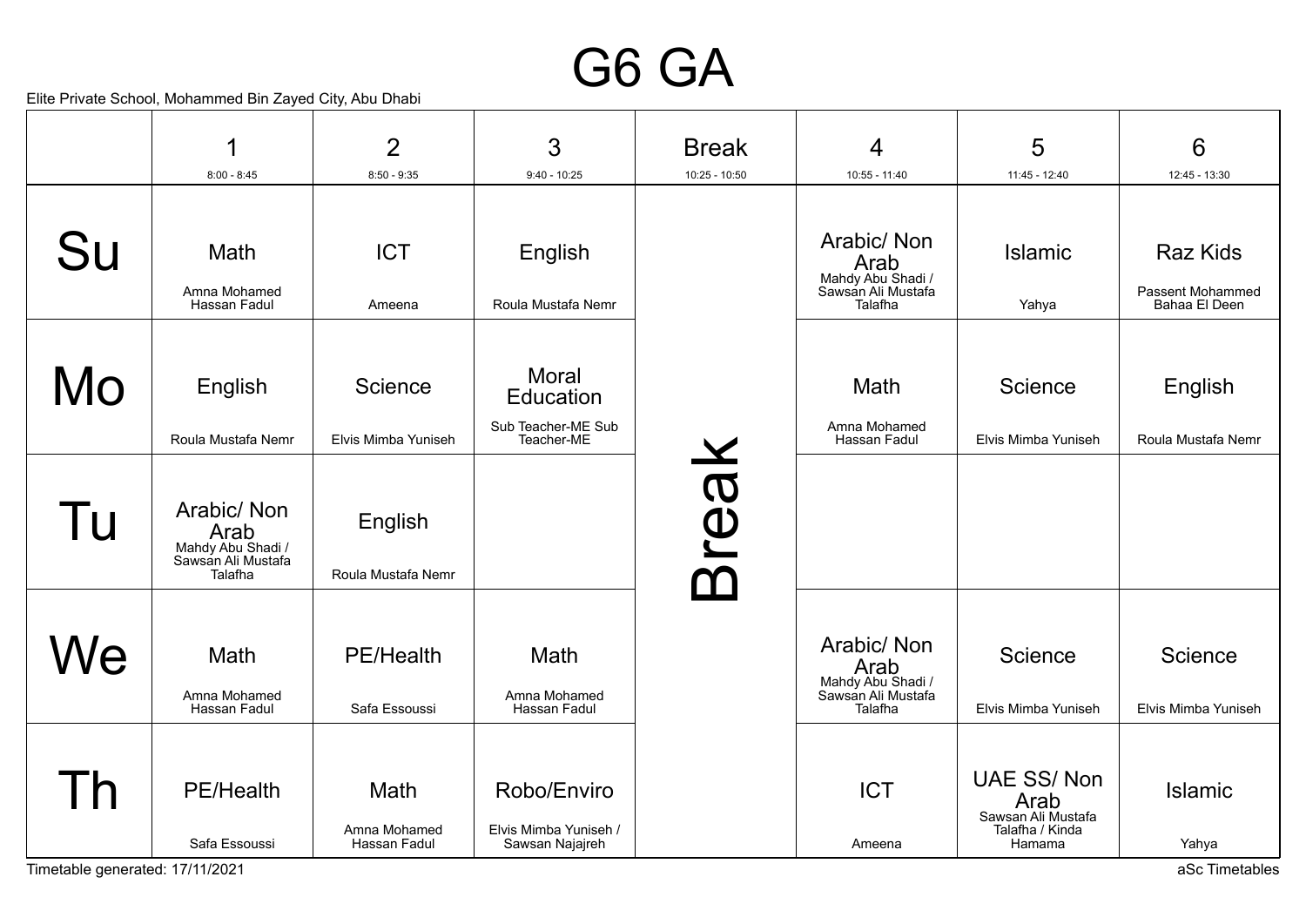# G6 GA

Elite Private School, Mohammed Bin Zayed City, Abu Dhabi

| | 1<br>8:00 - 8:45 | 2<br>8:50 - 9:35 | 3<br>9:40 - 10:25 | Break<br>10:25 - 10:50 | 4<br>10:55 - 11:40 | 5<br>11:45 - 12:40 | 6<br>12:45 - 13:30 |
|---|---|---|---|---|---|---|---|
| Su | Math<br>Amna Mohamed Hassan Fadul | ICT<br>Ameena | English<br>Roula Mustafa Nemr | Break | Arabic/ Non Arab<br>Mahdy Abu Shadi / Sawsan Ali Mustafa Talafha | Islamic<br>Yahya | Raz Kids<br>Passent Mohammed Bahaa El Deen |
| Mo | English<br>Roula Mustafa Nemr | Science<br>Elvis Mimba Yuniseh | Moral Education<br>Sub Teacher-ME Sub Teacher-ME | | Math<br>Amna Mohamed Hassan Fadul | Science<br>Elvis Mimba Yuniseh | English<br>Roula Mustafa Nemr |
| Tu | Arabic/ Non Arab<br>Mahdy Abu Shadi / Sawsan Ali Mustafa Talafha | English<br>Roula Mustafa Nemr | | | | | |
| We | Math<br>Amna Mohamed Hassan Fadul | PE/Health<br>Safa Essoussi | Math<br>Amna Mohamed Hassan Fadul | | Arabic/ Non Arab<br>Mahdy Abu Shadi / Sawsan Ali Mustafa Talafha | Science<br>Elvis Mimba Yuniseh | Science<br>Elvis Mimba Yuniseh |
| Th | PE/Health<br>Safa Essoussi | Math<br>Amna Mohamed Hassan Fadul | Robo/Enviro<br>Elvis Mimba Yuniseh / Sawsan Najajreh | | ICT<br>Ameena | UAE SS/ Non Arab<br>Sawsan Ali Mustafa Talafha / Kinda Hamama | Islamic<br>Yahya |

Timetable generated: 17/11/2021

aSc Timetables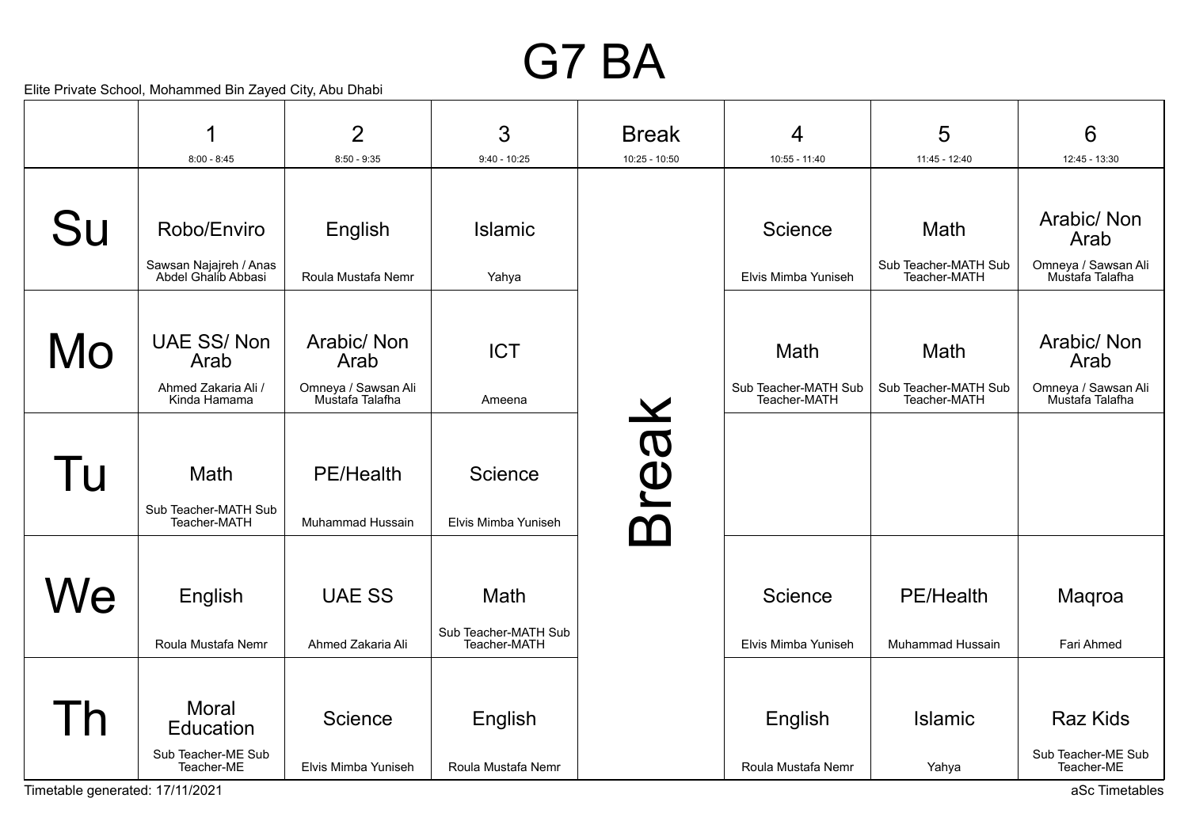# G7 BA

Elite Private School, Mohammed Bin Zayed City, Abu Dhabi

| | 1<br>8:00 - 8:45 | 2<br>8:50 - 9:35 | 3<br>9:40 - 10:25 | Break<br>10:25 - 10:50 | 4<br>10:55 - 11:40 | 5<br>11:45 - 12:40 | 6<br>12:45 - 13:30 |
|---|---|---|---|---|---|---|---|
| Su | Robo/Enviro<br>Sawsan Najajreh / Anas Abdel Ghalib Abbasi | English<br>Roula Mustafa Nemr | Islamic<br>Yahya | Break | Science<br>Elvis Mimba Yuniseh | Math<br>Sub Teacher-MATH Sub Teacher-MATH | Arabic/ Non Arab<br>Omneya / Sawsan Ali Mustafa Talafha |
| Mo | UAE SS/ Non Arab<br>Ahmed Zakaria Ali / Kinda Hamama | Arabic/ Non Arab<br>Omneya / Sawsan Ali Mustafa Talafha | ICT<br>Ameena | | Math<br>Sub Teacher-MATH Sub Teacher-MATH | Math<br>Sub Teacher-MATH Sub Teacher-MATH | Arabic/ Non Arab<br>Omneya / Sawsan Ali Mustafa Talafha |
| Tu | Math<br>Sub Teacher-MATH Sub Teacher-MATH | PE/Health<br>Muhammad Hussain | Science<br>Elvis Mimba Yuniseh | | | | |
| We | English<br>Roula Mustafa Nemr | UAE SS<br>Ahmed Zakaria Ali | Math<br>Sub Teacher-MATH Sub Teacher-MATH | | Science<br>Elvis Mimba Yuniseh | PE/Health<br>Muhammad Hussain | Maqroa<br>Fari Ahmed |
| Th | Moral Education<br>Sub Teacher-ME Sub Teacher-ME | Science<br>Elvis Mimba Yuniseh | English<br>Roula Mustafa Nemr | | English<br>Roula Mustafa Nemr | Islamic<br>Yahya | Raz Kids<br>Sub Teacher-ME Sub Teacher-ME |

Timetable generated: 17/11/2021

aSc Timetables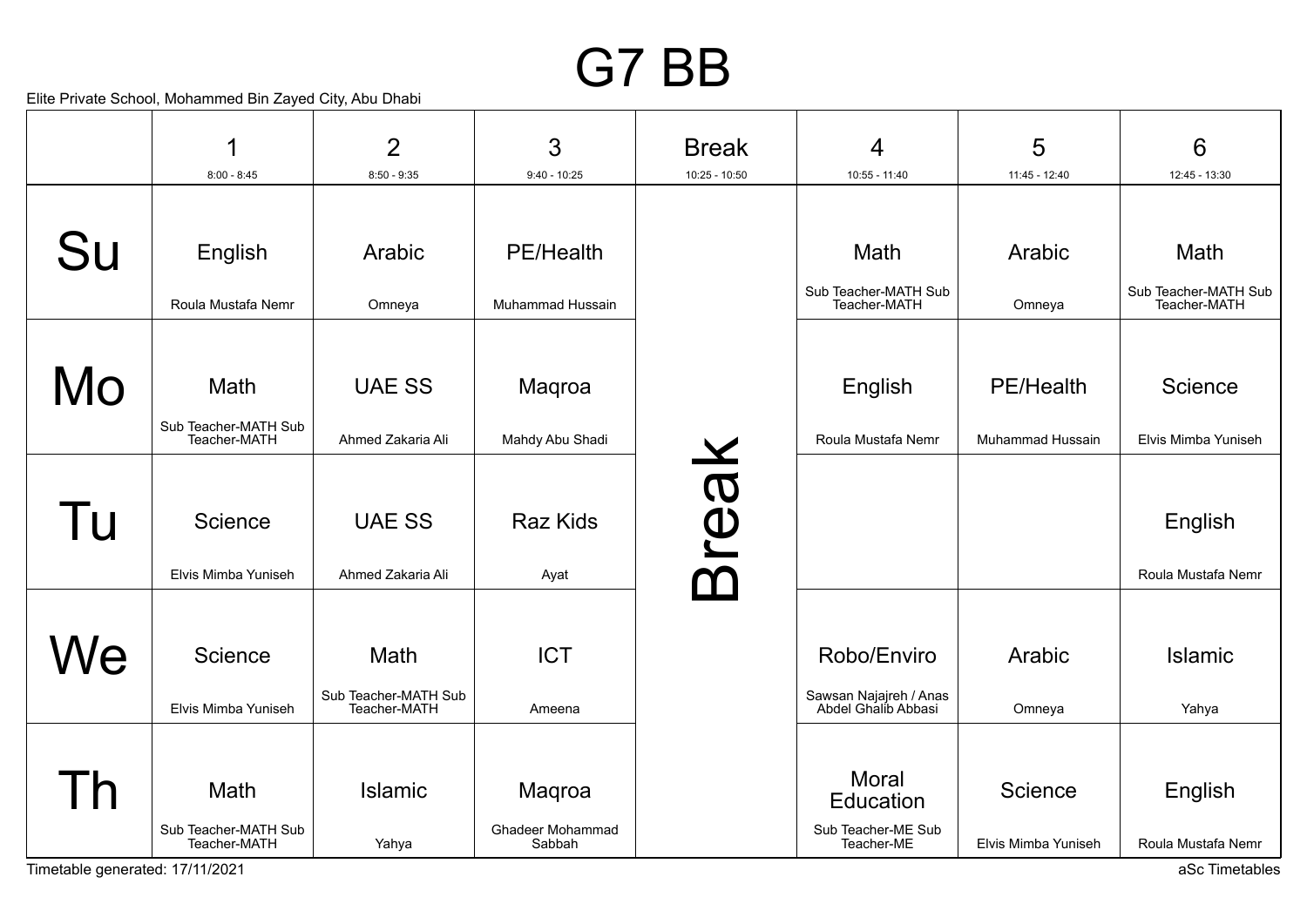# G7 BB

Elite Private School, Mohammed Bin Zayed City, Abu Dhabi

| | 1<br>8:00 - 8:45 | 2<br>8:50 - 9:35 | 3<br>9:40 - 10:25 | Break<br>10:25 - 10:50 | 4<br>10:55 - 11:40 | 5<br>11:45 - 12:40 | 6<br>12:45 - 13:30 |
|---|---|---|---|---|---|---|---|
| Su | English<br>Roula Mustafa Nemr | Arabic<br>Omneya | PE/Health<br>Muhammad Hussain | Break | Math<br>Sub Teacher-MATH Sub Teacher-MATH | Arabic<br>Omneya | Math<br>Sub Teacher-MATH Sub Teacher-MATH |
| Mo | Math<br>Sub Teacher-MATH Sub Teacher-MATH | UAE SS<br>Ahmed Zakaria Ali | Maqroa<br>Mahdy Abu Shadi | | English<br>Roula Mustafa Nemr | PE/Health<br>Muhammad Hussain | Science<br>Elvis Mimba Yuniseh |
| Tu | Science<br>Elvis Mimba Yuniseh | UAE SS<br>Ahmed Zakaria Ali | Raz Kids<br>Ayat | | | | English<br>Roula Mustafa Nemr |
| We | Science<br>Elvis Mimba Yuniseh | Math<br>Sub Teacher-MATH Sub Teacher-MATH | ICT<br>Ameena | | Robo/Enviro<br>Sawsan Najajreh / Anas Abdel Ghalib Abbasi | Arabic<br>Omneya | Islamic<br>Yahya |
| Th | Math<br>Sub Teacher-MATH Sub Teacher-MATH | Islamic<br>Yahya | Maqroa<br>Ghadeer Mohammad Sabbah | | Moral Education<br>Sub Teacher-ME Sub Teacher-ME | Science<br>Elvis Mimba Yuniseh | English<br>Roula Mustafa Nemr |

Timetable generated: 17/11/2021

aSc Timetables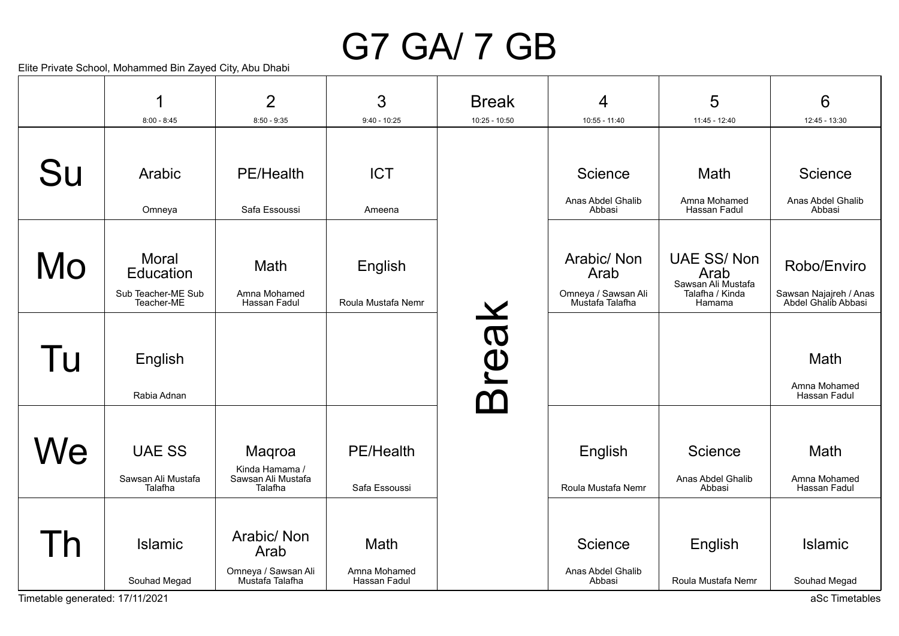# G7 GA/ 7 GB

Elite Private School, Mohammed Bin Zayed City, Abu Dhabi

| | 1<br>8:00 - 8:45 | 2<br>8:50 - 9:35 | 3<br>9:40 - 10:25 | Break<br>10:25 - 10:50 | 4<br>10:55 - 11:40 | 5<br>11:45 - 12:40 | 6<br>12:45 - 13:30 |
|---|---|---|---|---|---|---|---|
| Su | Arabic<br>Omneya | PE/Health<br>Safa Essoussi | ICT<br>Ameena | Break | Science<br>Anas Abdel Ghalib Abbasi | Math<br>Amna Mohamed Hassan Fadul | Science<br>Anas Abdel Ghalib Abbasi |
| Mo | Moral Education<br>Sub Teacher-ME Sub Teacher-ME | Math<br>Amna Mohamed Hassan Fadul | English<br>Roula Mustafa Nemr | Break | Arabic/ Non Arab<br>Omneya / Sawsan Ali Mustafa Talafha | UAE SS/ Non Arab<br>Sawsan Ali Mustafa Talafha / Kinda Hamama | Robo/Enviro<br>Sawsan Najajreh / Anas Abdel Ghalib Abbasi |
| Tu | English<br>Rabia Adnan | | | Break | | | Math<br>Amna Mohamed Hassan Fadul |
| We | UAE SS<br>Sawsan Ali Mustafa Talafha | Maqroa<br>Kinda Hamama / Sawsan Ali Mustafa Talafha | PE/Health<br>Safa Essoussi | Break | English<br>Roula Mustafa Nemr | Science<br>Anas Abdel Ghalib Abbasi | Math<br>Amna Mohamed Hassan Fadul |
| Th | Islamic<br>Souhad Megad | Arabic/ Non Arab<br>Omneya / Sawsan Ali Mustafa Talafha | Math<br>Amna Mohamed Hassan Fadul | Break | Science<br>Anas Abdel Ghalib Abbasi | English<br>Roula Mustafa Nemr | Islamic<br>Souhad Megad |

Timetable generated: 17/11/2021

aSc Timetables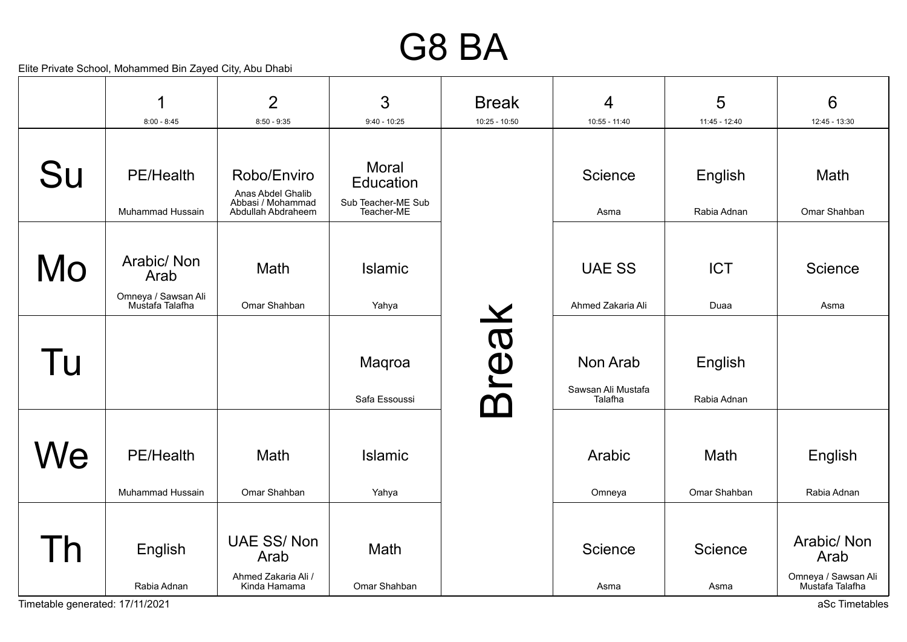# G8 BA

Elite Private School, Mohammed Bin Zayed City, Abu Dhabi

| | 1<br>8:00 - 8:45 | 2<br>8:50 - 9:35 | 3<br>9:40 - 10:25 | Break<br>10:25 - 10:50 | 4<br>10:55 - 11:40 | 5<br>11:45 - 12:40 | 6<br>12:45 - 13:30 |
|---|---|---|---|---|---|---|---|
| Su | PE/Health<br>Muhammad Hussain | Robo/Enviro<br>Anas Abdel Ghalib Abbasi / Mohammad Abdullah Abdraheem | Moral Education<br>Sub Teacher-ME Sub Teacher-ME | Break | Science<br>Asma | English<br>Rabia Adnan | Math<br>Omar Shahban |
| Mo | Arabic/ Non Arab<br>Omneya / Sawsan Ali Mustafa Talafha | Math<br>Omar Shahban | Islamic<br>Yahya | Break | UAE SS<br>Ahmed Zakaria Ali | ICT<br>Duaa | Science<br>Asma |
| Tu | | | Maqroa<br>Safa Essoussi | Break | Non Arab<br>Sawsan Ali Mustafa Talafha | English<br>Rabia Adnan | |
| We | PE/Health<br>Muhammad Hussain | Math<br>Omar Shahban | Islamic<br>Yahya | Break | Arabic<br>Omneya | Math<br>Omar Shahban | English<br>Rabia Adnan |
| Th | English<br>Rabia Adnan | UAE SS/ Non Arab<br>Ahmed Zakaria Ali / Kinda Hamama | Math<br>Omar Shahban | Break | Science<br>Asma | Science<br>Asma | Arabic/ Non Arab<br>Omneya / Sawsan Ali Mustafa Talafha |

Timetable generated: 17/11/2021

aSc Timetables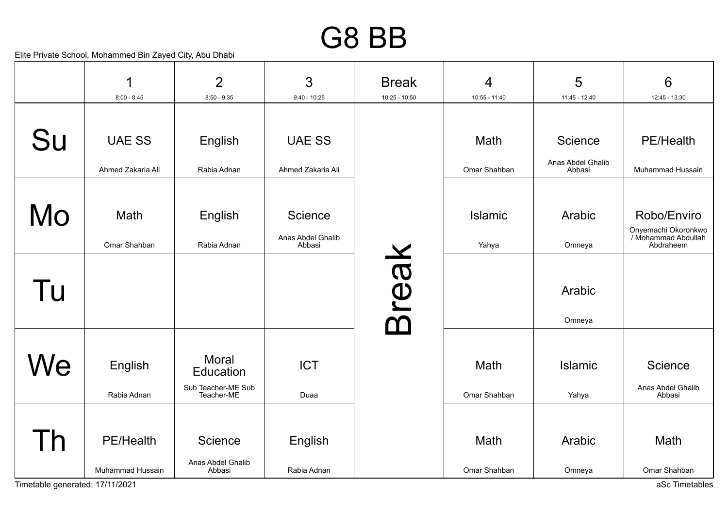# G8 BB

Elite Private School, Mohammed Bin Zayed City, Abu Dhabi

| | 1<br>8:00 - 8:45 | 2<br>8:50 - 9:35 | 3<br>9:40 - 10:25 | Break<br>10:25 - 10:50 | 4<br>10:55 - 11:40 | 5<br>11:45 - 12:40 | 6<br>12:45 - 13:30 |
|---|---|---|---|---|---|---|---|
| Su | UAE SS<br>Ahmed Zakaria Ali | English<br>Rabia Adnan | UAE SS<br>Ahmed Zakaria Ali | Break | Math<br>Omar Shahban | Science<br>Anas Abdel Ghalib Abbasi | PE/Health<br>Muhammad Hussain |
| Mo | Math<br>Omar Shahban | English<br>Rabia Adnan | Science<br>Anas Abdel Ghalib Abbasi | Break | Islamic<br>Yahya | Arabic<br>Omneya | Robo/Enviro<br>Onyemachi Okoronkwo / Mohammad Abdullah Abdraheem |
| Tu | | | | Break | | Arabic<br>Omneya | |
| We | English<br>Rabia Adnan | Moral Education<br>Sub Teacher-ME Sub Teacher-ME | ICT<br>Duaa | Break | Math<br>Omar Shahban | Islamic<br>Yahya | Science<br>Anas Abdel Ghalib Abbasi |
| Th | PE/Health<br>Muhammad Hussain | Science<br>Anas Abdel Ghalib Abbasi | English<br>Rabia Adnan | Break | Math<br>Omar Shahban | Arabic<br>Omneya | Math<br>Omar Shahban |

Timetable generated: 17/11/2021

aSc Timetables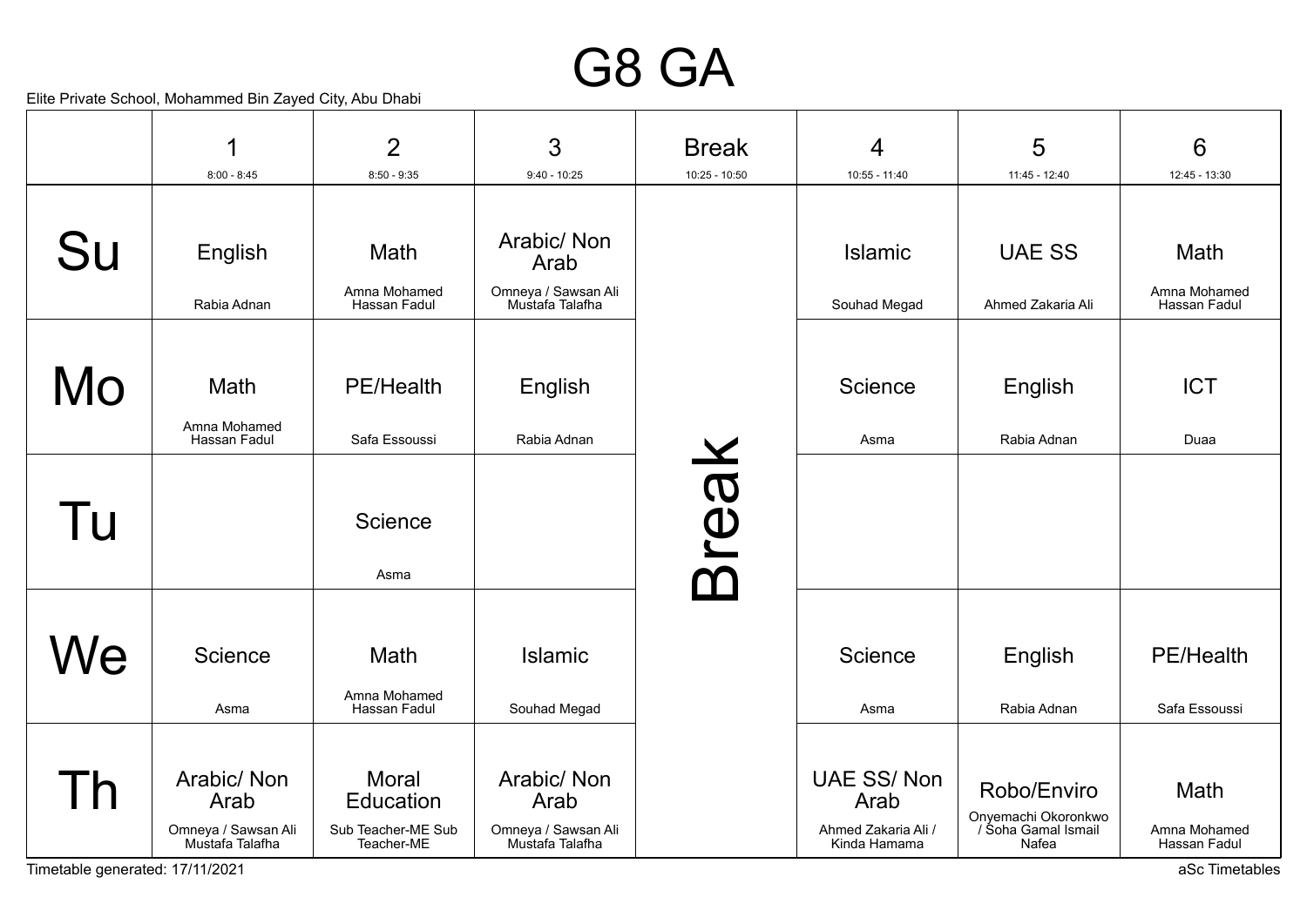# G8 GA

Elite Private School, Mohammed Bin Zayed City, Abu Dhabi

| | 1<br>8:00 - 8:45 | 2<br>8:50 - 9:35 | 3<br>9:40 - 10:25 | Break<br>10:25 - 10:50 | 4<br>10:55 - 11:40 | 5<br>11:45 - 12:40 | 6<br>12:45 - 13:30 |
|---|---|---|---|---|---|---|---|
| Su | English<br>Rabia Adnan | Math<br>Amna Mohamed Hassan Fadul | Arabic/ Non Arab<br>Omneya / Sawsan Ali Mustafa Talafha | Break | Islamic<br>Souhad Megad | UAE SS<br>Ahmed Zakaria Ali | Math<br>Amna Mohamed Hassan Fadul |
| Mo | Math<br>Amna Mohamed Hassan Fadul | PE/Health<br>Safa Essoussi | English<br>Rabia Adnan | Break | Science<br>Asma | English<br>Rabia Adnan | ICT<br>Duaa |
| Tu | | Science<br>Asma | | Break | | | |
| We | Science<br>Asma | Math<br>Amna Mohamed Hassan Fadul | Islamic<br>Souhad Megad | Break | Science<br>Asma | English<br>Rabia Adnan | PE/Health<br>Safa Essoussi |
| Th | Arabic/ Non Arab<br>Omneya / Sawsan Ali Mustafa Talafha | Moral Education<br>Sub Teacher-ME Sub Teacher-ME | Arabic/ Non Arab<br>Omneya / Sawsan Ali Mustafa Talafha | Break | UAE SS/ Non Arab<br>Ahmed Zakaria Ali / Kinda Hamama | Robo/Enviro<br>Onyemachi Okoronkwo / Soha Gamal Ismail Nafea | Math<br>Amna Mohamed Hassan Fadul |

Timetable generated: 17/11/2021

aSc Timetables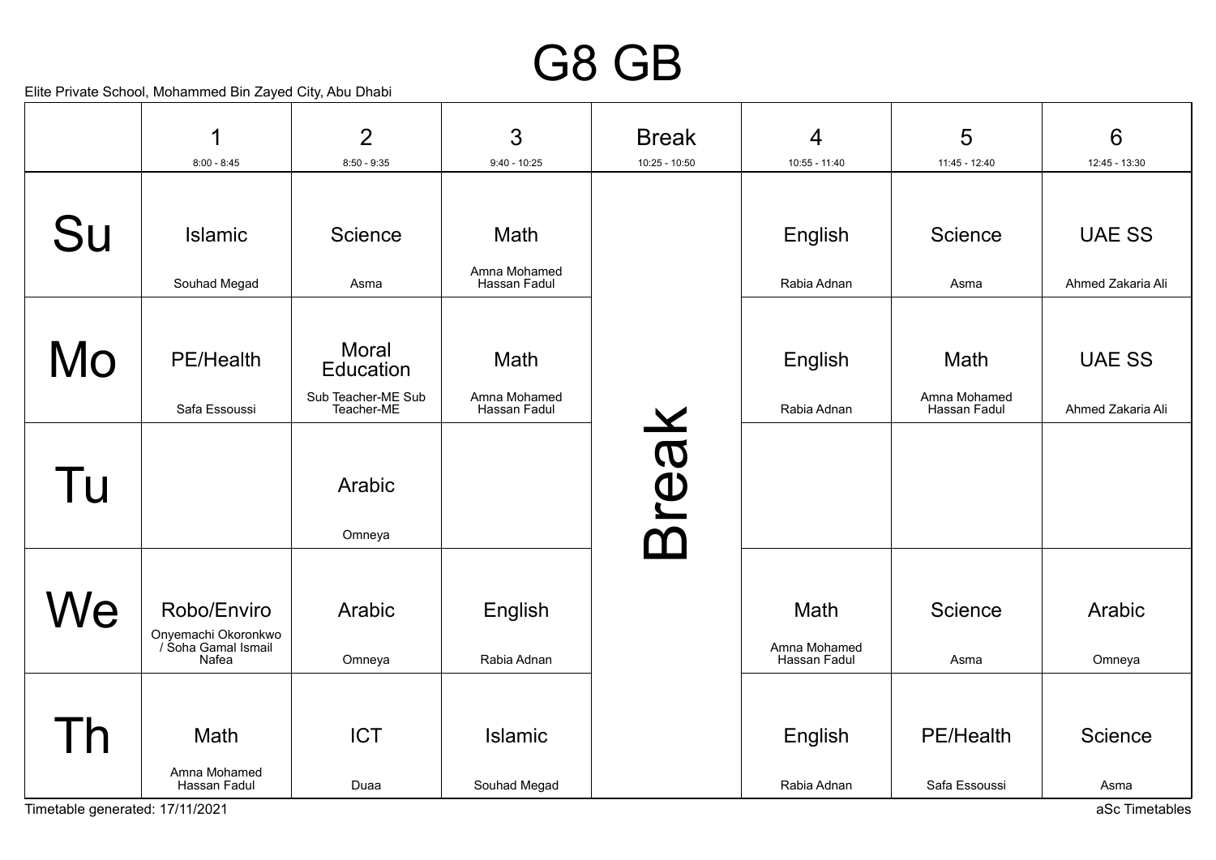# G8 GB

Elite Private School, Mohammed Bin Zayed City, Abu Dhabi

| | 1<br>8:00 - 8:45 | 2<br>8:50 - 9:35 | 3<br>9:40 - 10:25 | Break<br>10:25 - 10:50 | 4<br>10:55 - 11:40 | 5<br>11:45 - 12:40 | 6<br>12:45 - 13:30 |
|---|---|---|---|---|---|---|---|
| Su | Islamic<br>Souhad Megad | Science<br>Asma | Math<br>Amna Mohamed Hassan Fadul | Break | English<br>Rabia Adnan | Science<br>Asma | UAE SS<br>Ahmed Zakaria Ali |
| Mo | PE/Health<br>Safa Essoussi | Moral Education<br>Sub Teacher-ME Sub Teacher-ME | Math<br>Amna Mohamed Hassan Fadul | | English<br>Rabia Adnan | Math<br>Amna Mohamed Hassan Fadul | UAE SS<br>Ahmed Zakaria Ali |
| Tu | | Arabic<br>Omneya | | | | | |
| We | Robo/Enviro<br>Onyemachi Okoronkwo / Soha Gamal Ismail Nafea | Arabic<br>Omneya | English<br>Rabia Adnan | | Math<br>Amna Mohamed Hassan Fadul | Science<br>Asma | Arabic<br>Omneya |
| Th | Math<br>Amna Mohamed Hassan Fadul | ICT<br>Duaa | Islamic<br>Souhad Megad | | English<br>Rabia Adnan | PE/Health<br>Safa Essoussi | Science<br>Asma |

Timetable generated: 17/11/2021

aSc Timetables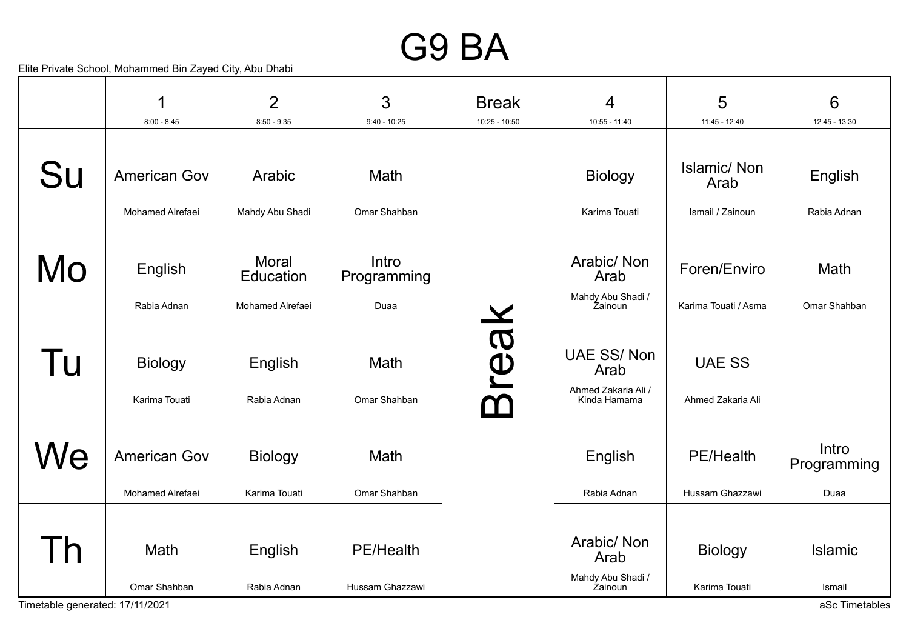# G9 BA

Elite Private School, Mohammed Bin Zayed City, Abu Dhabi

| | 1<br>8:00 - 8:45 | 2<br>8:50 - 9:35 | 3<br>9:40 - 10:25 | Break<br>10:25 - 10:50 | 4<br>10:55 - 11:40 | 5<br>11:45 - 12:40 | 6<br>12:45 - 13:30 |
|---|---|---|---|---|---|---|---|
| Su | American Gov<br>Mohamed Alrefaei | Arabic<br>Mahdy Abu Shadi | Math<br>Omar Shahban | Break | Biology<br>Karima Touati | Islamic/ Non Arab<br>Ismail / Zainoun | English<br>Rabia Adnan |
| Mo | English<br>Rabia Adnan | Moral Education<br>Mohamed Alrefaei | Intro Programming<br>Duaa | | Arabic/ Non Arab<br>Mahdy Abu Shadi / Zainoun | Foren/Enviro<br>Karima Touati / Asma | Math<br>Omar Shahban |
| Tu | Biology<br>Karima Touati | English<br>Rabia Adnan | Math<br>Omar Shahban | | UAE SS/ Non Arab<br>Ahmed Zakaria Ali / Kinda Hamama | UAE SS<br>Ahmed Zakaria Ali | |
| We | American Gov<br>Mohamed Alrefaei | Biology<br>Karima Touati | Math<br>Omar Shahban | | English<br>Rabia Adnan | PE/Health<br>Hussam Ghazzawi | Intro Programming<br>Duaa |
| Th | Math<br>Omar Shahban | English<br>Rabia Adnan | PE/Health<br>Hussam Ghazzawi | | Arabic/ Non Arab<br>Mahdy Abu Shadi / Zainoun | Biology<br>Karima Touati | Islamic<br>Ismail |

Timetable generated: 17/11/2021

aSc Timetables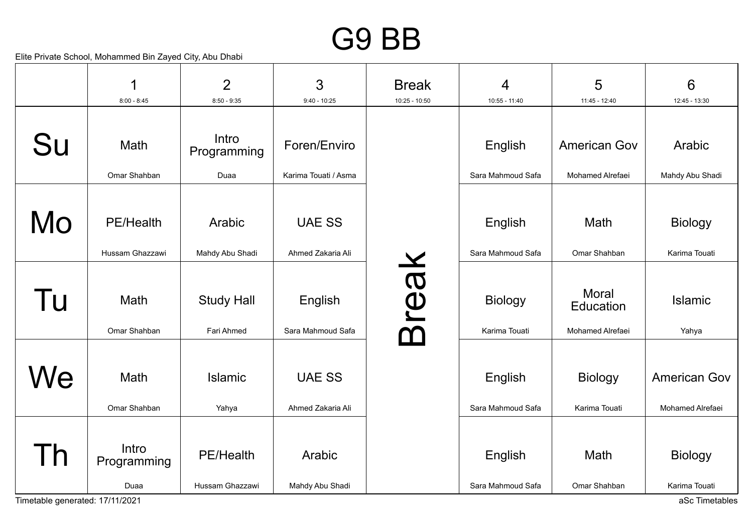# G9 BB

Elite Private School, Mohammed Bin Zayed City, Abu Dhabi

| | 1<br>8:00 - 8:45 | 2<br>8:50 - 9:35 | 3<br>9:40 - 10:25 | Break<br>10:25 - 10:50 | 4<br>10:55 - 11:40 | 5<br>11:45 - 12:40 | 6<br>12:45 - 13:30 |
|---|---|---|---|---|---|---|---|
| Su | Math<br>Omar Shahban | Intro Programming<br>Duaa | Foren/Enviro<br>Karima Touati / Asma | Break | English<br>Sara Mahmoud Safa | American Gov<br>Mohamed Alrefaei | Arabic<br>Mahdy Abu Shadi |
| Mo | PE/Health<br>Hussam Ghazzawi | Arabic<br>Mahdy Abu Shadi | UAE SS<br>Ahmed Zakaria Ali | | English<br>Sara Mahmoud Safa | Math<br>Omar Shahban | Biology<br>Karima Touati |
| Tu | Math<br>Omar Shahban | Study Hall<br>Fari Ahmed | English<br>Sara Mahmoud Safa | | Biology<br>Karima Touati | Moral Education<br>Mohamed Alrefaei | Islamic<br>Yahya |
| We | Math<br>Omar Shahban | Islamic<br>Yahya | UAE SS<br>Ahmed Zakaria Ali | | English<br>Sara Mahmoud Safa | Biology<br>Karima Touati | American Gov<br>Mohamed Alrefaei |
| Th | Intro Programming<br>Duaa | PE/Health<br>Hussam Ghazzawi | Arabic<br>Mahdy Abu Shadi | | English<br>Sara Mahmoud Safa | Math<br>Omar Shahban | Biology<br>Karima Touati |

Timetable generated: 17/11/2021

aSc Timetables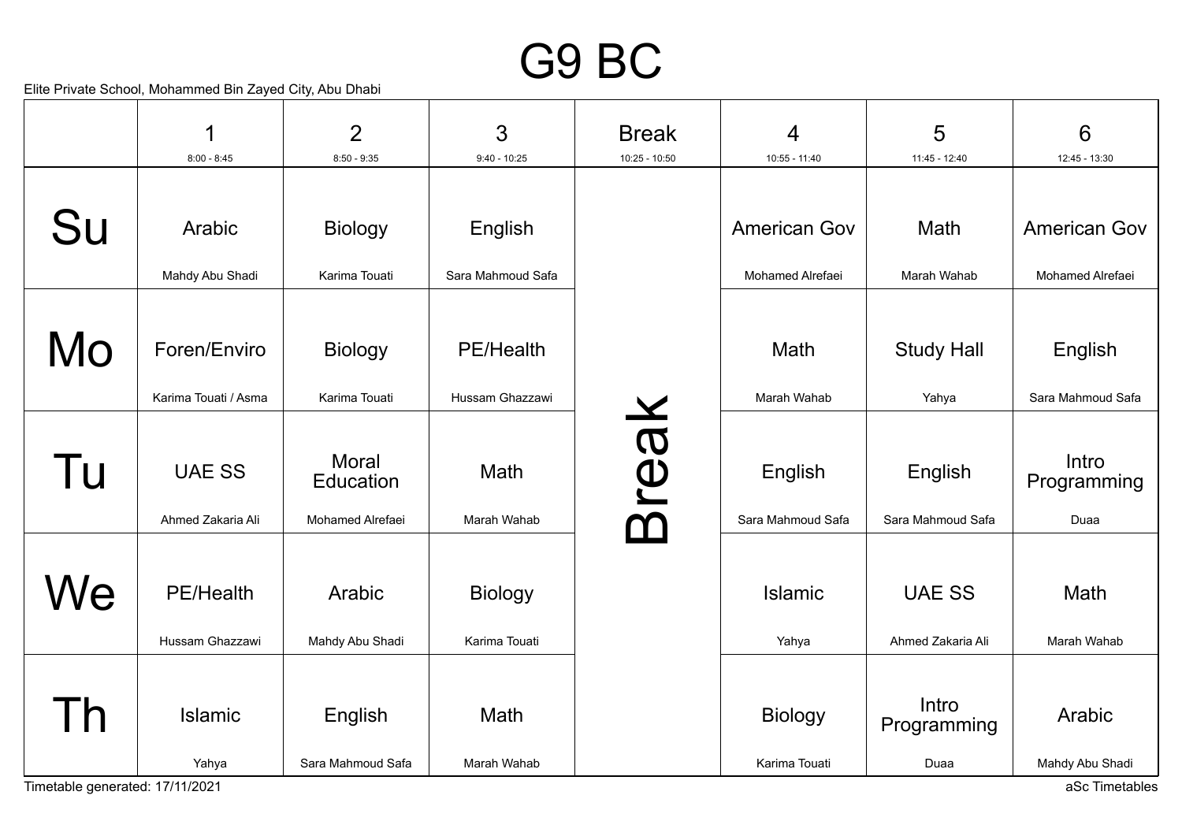# G9 BC

Elite Private School, Mohammed Bin Zayed City, Abu Dhabi

| | 1<br>8:00 - 8:45 | 2<br>8:50 - 9:35 | 3<br>9:40 - 10:25 | Break<br>10:25 - 10:50 | 4<br>10:55 - 11:40 | 5<br>11:45 - 12:40 | 6<br>12:45 - 13:30 |
|---|---|---|---|---|---|---|---|
| Su | Arabic<br>Mahdy Abu Shadi | Biology<br>Karima Touati | English<br>Sara Mahmoud Safa | Break | American Gov<br>Mohamed Alrefaei | Math<br>Marah Wahab | American Gov<br>Mohamed Alrefaei |
| Mo | Foren/Enviro<br>Karima Touati / Asma | Biology<br>Karima Touati | PE/Health<br>Hussam Ghazzawi | | Math<br>Marah Wahab | Study Hall<br>Yahya | English<br>Sara Mahmoud Safa |
| Tu | UAE SS<br>Ahmed Zakaria Ali | Moral Education<br>Mohamed Alrefaei | Math<br>Marah Wahab | | English<br>Sara Mahmoud Safa | English<br>Sara Mahmoud Safa | Intro Programming<br>Duaa |
| We | PE/Health<br>Hussam Ghazzawi | Arabic<br>Mahdy Abu Shadi | Biology<br>Karima Touati | | Islamic<br>Yahya | UAE SS<br>Ahmed Zakaria Ali | Math<br>Marah Wahab |
| Th | Islamic<br>Yahya | English<br>Sara Mahmoud Safa | Math<br>Marah Wahab | | Biology<br>Karima Touati | Intro Programming<br>Duaa | Arabic<br>Mahdy Abu Shadi |

Timetable generated: 17/11/2021

aSc Timetables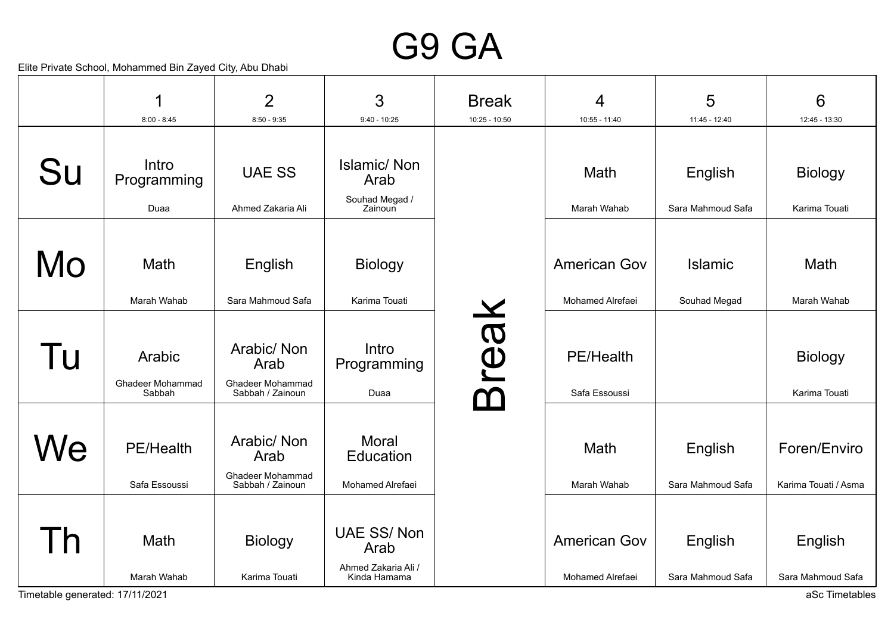# G9 GA

Elite Private School, Mohammed Bin Zayed City, Abu Dhabi

| | 1<br>8:00 - 8:45 | 2<br>8:50 - 9:35 | 3<br>9:40 - 10:25 | Break<br>10:25 - 10:50 | 4<br>10:55 - 11:40 | 5<br>11:45 - 12:40 | 6<br>12:45 - 13:30 |
|---|---|---|---|---|---|---|---|
| Su | Intro Programming<br>Duaa | UAE SS<br>Ahmed Zakaria Ali | Islamic/ Non Arab<br>Souhad Megad / Zainoun | Break | Math<br>Marah Wahab | English<br>Sara Mahmoud Safa | Biology<br>Karima Touati |
| Mo | Math<br>Marah Wahab | English<br>Sara Mahmoud Safa | Biology<br>Karima Touati | | American Gov<br>Mohamed Alrefaei | Islamic<br>Souhad Megad | Math<br>Marah Wahab |
| Tu | Arabic<br>Ghadeer Mohammad Sabbah | Arabic/ Non Arab<br>Ghadeer Mohammad Sabbah / Zainoun | Intro Programming<br>Duaa | | PE/Health<br>Safa Essoussi | | Biology<br>Karima Touati |
| We | PE/Health<br>Safa Essoussi | Arabic/ Non Arab<br>Ghadeer Mohammad Sabbah / Zainoun | Moral Education<br>Mohamed Alrefaei | | Math<br>Marah Wahab | English<br>Sara Mahmoud Safa | Foren/Enviro<br>Karima Touati / Asma |
| Th | Math<br>Marah Wahab | Biology<br>Karima Touati | UAE SS/ Non Arab<br>Ahmed Zakaria Ali / Kinda Hamama | | American Gov<br>Mohamed Alrefaei | English<br>Sara Mahmoud Safa | English<br>Sara Mahmoud Safa |

Timetable generated: 17/11/2021

aSc Timetables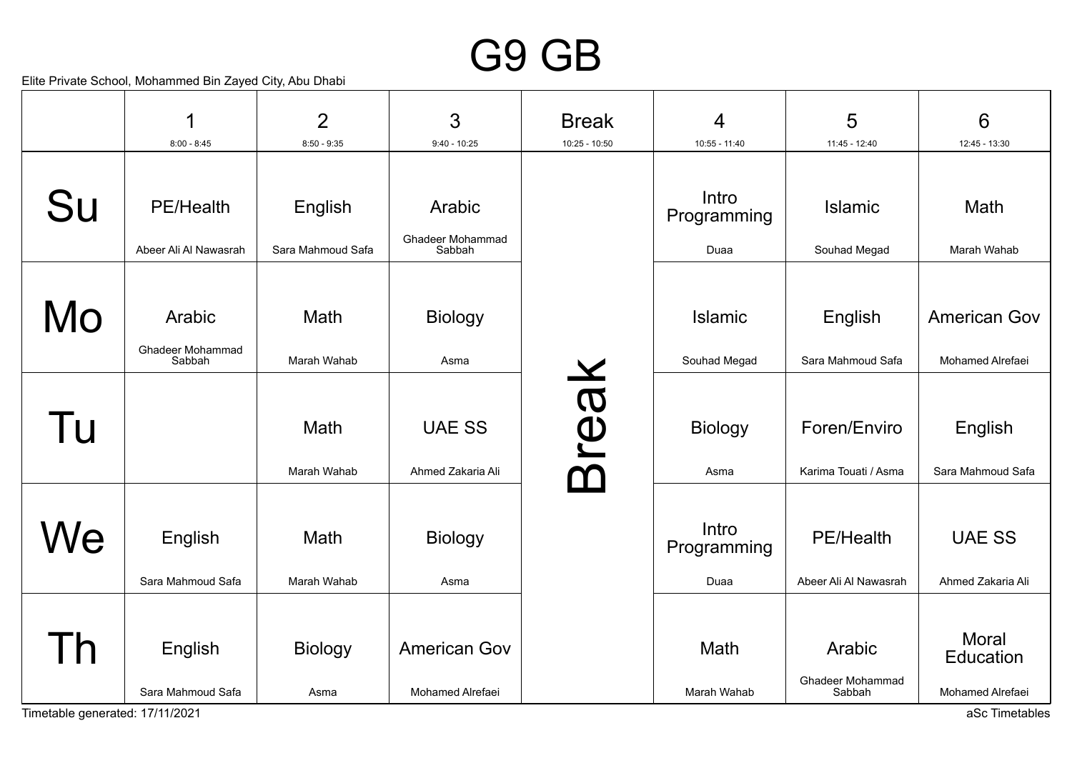# G9 GB

Elite Private School, Mohammed Bin Zayed City, Abu Dhabi

| | 1<br>8:00 - 8:45 | 2<br>8:50 - 9:35 | 3<br>9:40 - 10:25 | Break<br>10:25 - 10:50 | 4<br>10:55 - 11:40 | 5<br>11:45 - 12:40 | 6<br>12:45 - 13:30 |
|---|---|---|---|---|---|---|---|
| Su | PE/Health<br>Abeer Ali Al Nawasrah | English<br>Sara Mahmoud Safa | Arabic<br>Ghadeer Mohammad Sabbah | Break | Intro Programming<br>Duaa | Islamic<br>Souhad Megad | Math<br>Marah Wahab |
| Mo | Arabic<br>Ghadeer Mohammad Sabbah | Math<br>Marah Wahab | Biology<br>Asma | | Islamic<br>Souhad Megad | English<br>Sara Mahmoud Safa | American Gov<br>Mohamed Alrefaei |
| Tu | | Math<br>Marah Wahab | UAE SS<br>Ahmed Zakaria Ali | | Biology<br>Asma | Foren/Enviro<br>Karima Touati / Asma | English<br>Sara Mahmoud Safa |
| We | English<br>Sara Mahmoud Safa | Math<br>Marah Wahab | Biology<br>Asma | | Intro Programming<br>Duaa | PE/Health<br>Abeer Ali Al Nawasrah | UAE SS<br>Ahmed Zakaria Ali |
| Th | English<br>Sara Mahmoud Safa | Biology<br>Asma | American Gov<br>Mohamed Alrefaei | | Math<br>Marah Wahab | Arabic<br>Ghadeer Mohammad Sabbah | Moral Education<br>Mohamed Alrefaei |

Timetable generated: 17/11/2021

aSc Timetables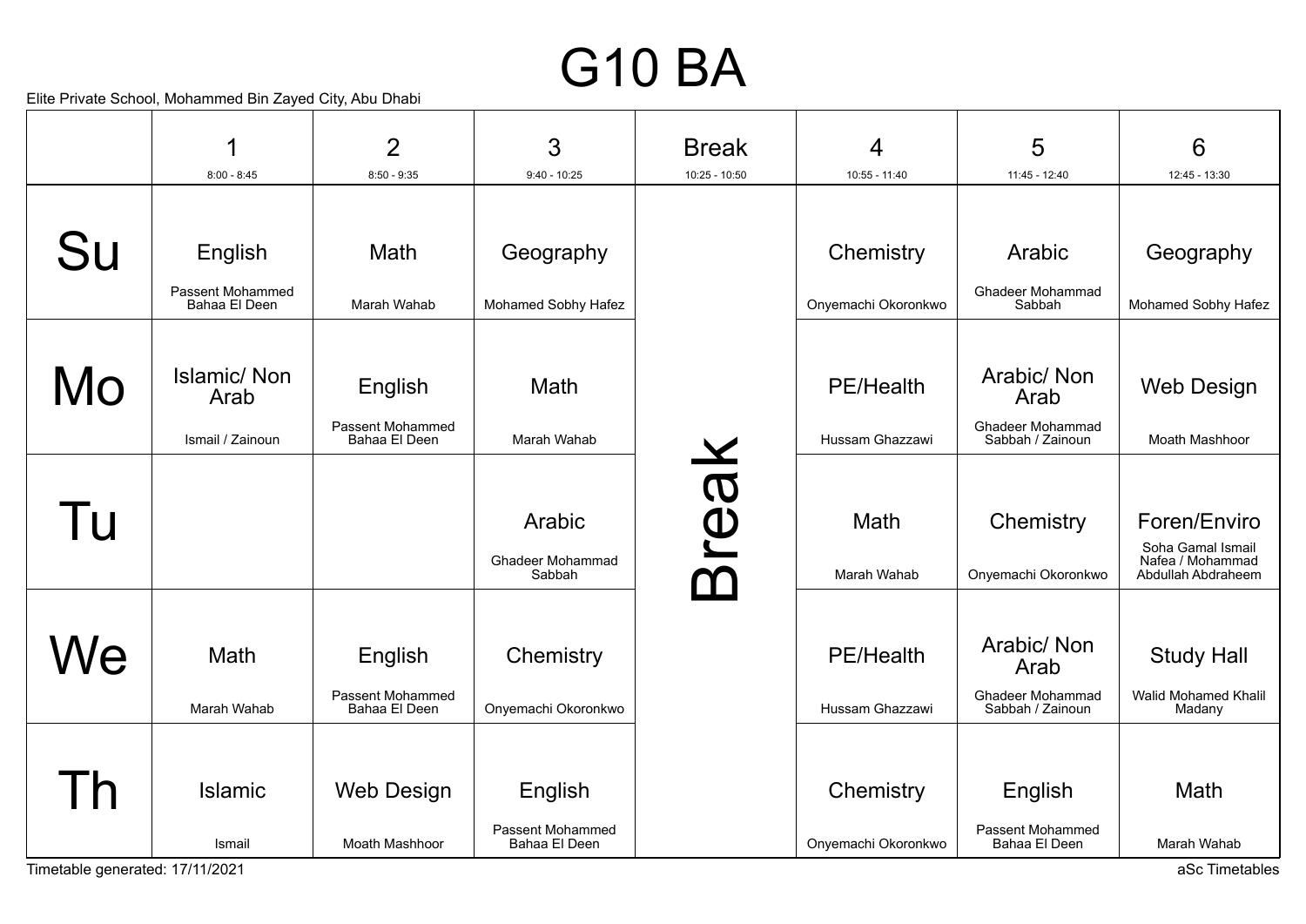# G10 BA

Elite Private School, Mohammed Bin Zayed City, Abu Dhabi

| | 1<br>8:00 - 8:45 | 2<br>8:50 - 9:35 | 3<br>9:40 - 10:25 | Break<br>10:25 - 10:50 | 4<br>10:55 - 11:40 | 5<br>11:45 - 12:40 | 6<br>12:45 - 13:30 |
|---|---|---|---|---|---|---|---|
| Su | English<br>Passent Mohammed Bahaa El Deen | Math<br>Marah Wahab | Geography<br>Mohamed Sobhy Hafez | Break | Chemistry<br>Onyemachi Okoronkwo | Arabic<br>Ghadeer Mohammad Sabbah | Geography<br>Mohamed Sobhy Hafez |
| Mo | Islamic/ Non Arab<br>Ismail / Zainoun | English<br>Passent Mohammed Bahaa El Deen | Math<br>Marah Wahab | | PE/Health<br>Hussam Ghazzawi | Arabic/ Non Arab<br>Ghadeer Mohammad Sabbah / Zainoun | Web Design<br>Moath Mashhoor |
| Tu | | | Arabic<br>Ghadeer Mohammad Sabbah | | Math<br>Marah Wahab | Chemistry<br>Onyemachi Okoronkwo | Foren/Enviro<br>Soha Gamal Ismail Nafea / Mohammad Abdullah Abdraheem |
| We | Math<br>Marah Wahab | English<br>Passent Mohammed Bahaa El Deen | Chemistry<br>Onyemachi Okoronkwo | | PE/Health<br>Hussam Ghazzawi | Arabic/ Non Arab<br>Ghadeer Mohammad Sabbah / Zainoun | Study Hall<br>Walid Mohamed Khalil Madany |
| Th | Islamic<br>Ismail | Web Design<br>Moath Mashhoor | English<br>Passent Mohammed Bahaa El Deen | | Chemistry<br>Onyemachi Okoronkwo | English<br>Passent Mohammed Bahaa El Deen | Math<br>Marah Wahab |

Timetable generated: 17/11/2021

aSc Timetables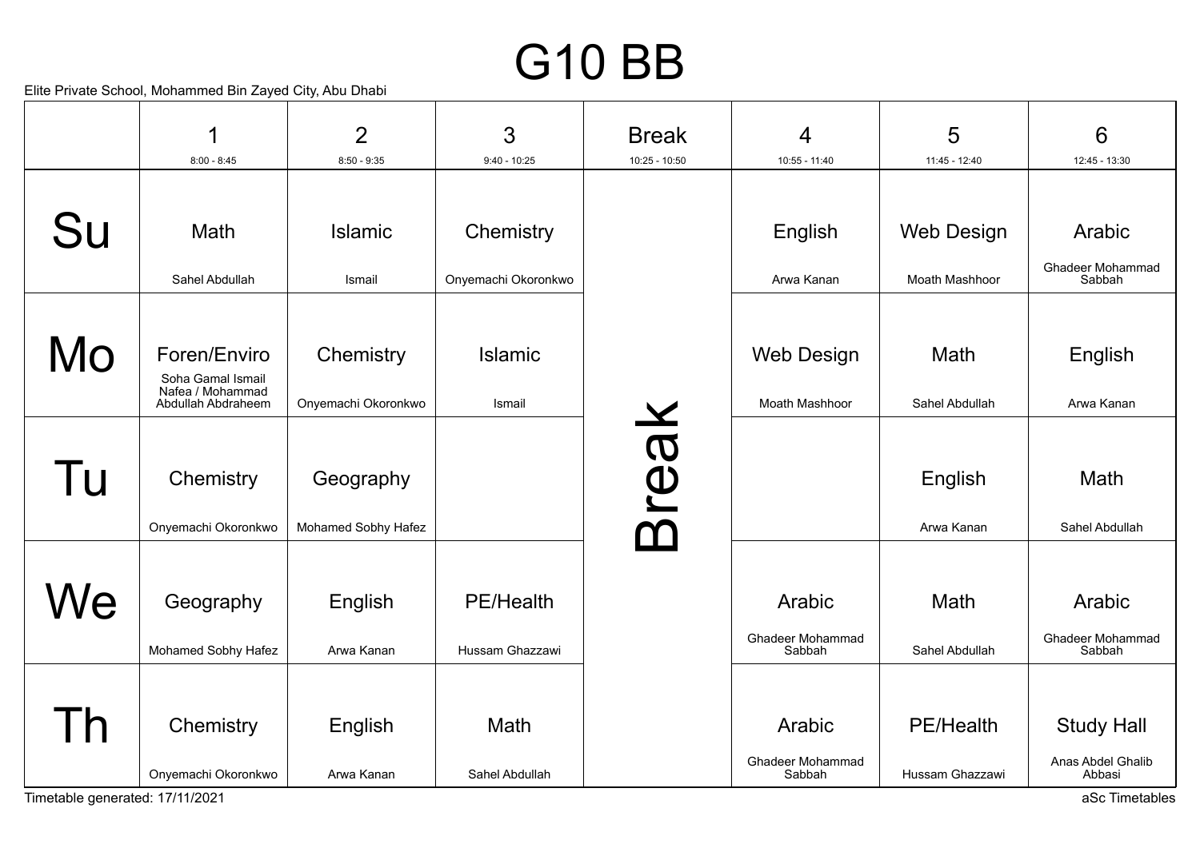# G10 BB

Elite Private School, Mohammed Bin Zayed City, Abu Dhabi

| | 1<br>8:00 - 8:45 | 2<br>8:50 - 9:35 | 3<br>9:40 - 10:25 | Break<br>10:25 - 10:50 | 4<br>10:55 - 11:40 | 5<br>11:45 - 12:40 | 6<br>12:45 - 13:30 |
|---|---|---|---|---|---|---|---|
| Su | Math<br>Sahel Abdullah | Islamic<br>Ismail | Chemistry<br>Onyemachi Okoronkwo | Break | English<br>Arwa Kanan | Web Design<br>Moath Mashhoor | Arabic<br>Ghadeer Mohammad Sabbah |
| Mo | Foren/Enviro<br>Soha Gamal Ismail Nafea / Mohammad Abdullah Abdraheem | Chemistry<br>Onyemachi Okoronkwo | Islamic<br>Ismail | | Web Design<br>Moath Mashhoor | Math<br>Sahel Abdullah | English<br>Arwa Kanan |
| Tu | Chemistry<br>Onyemachi Okoronkwo | Geography<br>Mohamed Sobhy Hafez | | | | English<br>Arwa Kanan | Math<br>Sahel Abdullah |
| We | Geography<br>Mohamed Sobhy Hafez | English<br>Arwa Kanan | PE/Health<br>Hussam Ghazzawi | | Arabic<br>Ghadeer Mohammad Sabbah | Math<br>Sahel Abdullah | Arabic<br>Ghadeer Mohammad Sabbah |
| Th | Chemistry<br>Onyemachi Okoronkwo | English<br>Arwa Kanan | Math<br>Sahel Abdullah | | Arabic<br>Ghadeer Mohammad Sabbah | PE/Health<br>Hussam Ghazzawi | Study Hall<br>Anas Abdel Ghalib Abbasi |

Timetable generated: 17/11/2021

aSc Timetables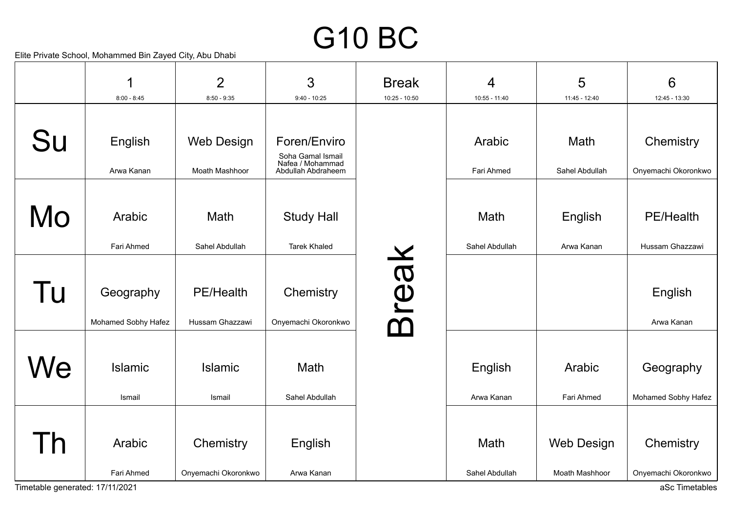# G10 BC

Elite Private School, Mohammed Bin Zayed City, Abu Dhabi

| | 1<br>8:00 - 8:45 | 2<br>8:50 - 9:35 | 3<br>9:40 - 10:25 | Break<br>10:25 - 10:50 | 4<br>10:55 - 11:40 | 5<br>11:45 - 12:40 | 6<br>12:45 - 13:30 |
|---|---|---|---|---|---|---|---|
| Su | English<br>Arwa Kanan | Web Design<br>Moath Mashhoor | Foren/Enviro<br>Soha Gamal Ismail Nafea / Mohammad Abdullah Abdraheem | Break | Arabic<br>Fari Ahmed | Math<br>Sahel Abdullah | Chemistry<br>Onyemachi Okoronkwo |
| Mo | Arabic<br>Fari Ahmed | Math<br>Sahel Abdullah | Study Hall<br>Tarek Khaled | | Math<br>Sahel Abdullah | English<br>Arwa Kanan | PE/Health<br>Hussam Ghazzawi |
| Tu | Geography<br>Mohamed Sobhy Hafez | PE/Health<br>Hussam Ghazzawi | Chemistry<br>Onyemachi Okoronkwo | | | | English<br>Arwa Kanan |
| We | Islamic<br>Ismail | Islamic<br>Ismail | Math<br>Sahel Abdullah | | English<br>Arwa Kanan | Arabic<br>Fari Ahmed | Geography<br>Mohamed Sobhy Hafez |
| Th | Arabic<br>Fari Ahmed | Chemistry<br>Onyemachi Okoronkwo | English<br>Arwa Kanan | | Math<br>Sahel Abdullah | Web Design<br>Moath Mashhoor | Chemistry<br>Onyemachi Okoronkwo |

Timetable generated: 17/11/2021

aSc Timetables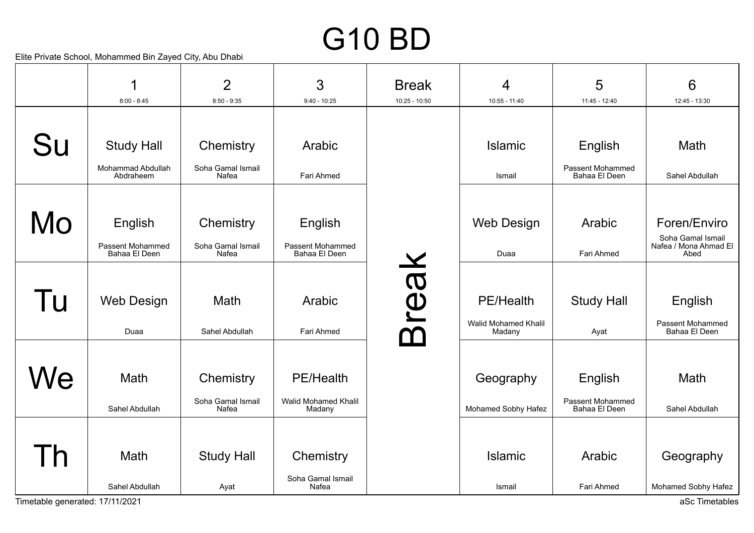# G10 BD

Elite Private School, Mohammed Bin Zayed City, Abu Dhabi

| | 1<br>8:00 - 8:45 | 2<br>8:50 - 9:35 | 3<br>9:40 - 10:25 | Break<br>10:25 - 10:50 | 4<br>10:55 - 11:40 | 5<br>11:45 - 12:40 | 6<br>12:45 - 13:30 |
|---|---|---|---|---|---|---|---|
| Su | Study Hall<br>Mohammad Abdullah Abdraheem | Chemistry<br>Soha Gamal Ismail Nafea | Arabic<br>Fari Ahmed | Break | Islamic<br>Ismail | English<br>Passent Mohammed Bahaa El Deen | Math<br>Sahel Abdullah |
| Mo | English<br>Passent Mohammed Bahaa El Deen | Chemistry<br>Soha Gamal Ismail Nafea | English<br>Passent Mohammed Bahaa El Deen | Break | Web Design<br>Duaa | Arabic<br>Fari Ahmed | Foren/Enviro<br>Soha Gamal Ismail Nafea / Mona Ahmad El Abed |
| Tu | Web Design<br>Duaa | Math<br>Sahel Abdullah | Arabic<br>Fari Ahmed | Break | PE/Health<br>Walid Mohamed Khalil Madany | Study Hall<br>Ayat | English<br>Passent Mohammed Bahaa El Deen |
| We | Math<br>Sahel Abdullah | Chemistry<br>Soha Gamal Ismail Nafea | PE/Health<br>Walid Mohamed Khalil Madany | Break | Geography<br>Mohamed Sobhy Hafez | English<br>Passent Mohammed Bahaa El Deen | Math<br>Sahel Abdullah |
| Th | Math<br>Sahel Abdullah | Study Hall<br>Ayat | Chemistry<br>Soha Gamal Ismail Nafea | Break | Islamic<br>Ismail | Arabic<br>Fari Ahmed | Geography<br>Mohamed Sobhy Hafez |

Timetable generated: 17/11/2021

aSc Timetables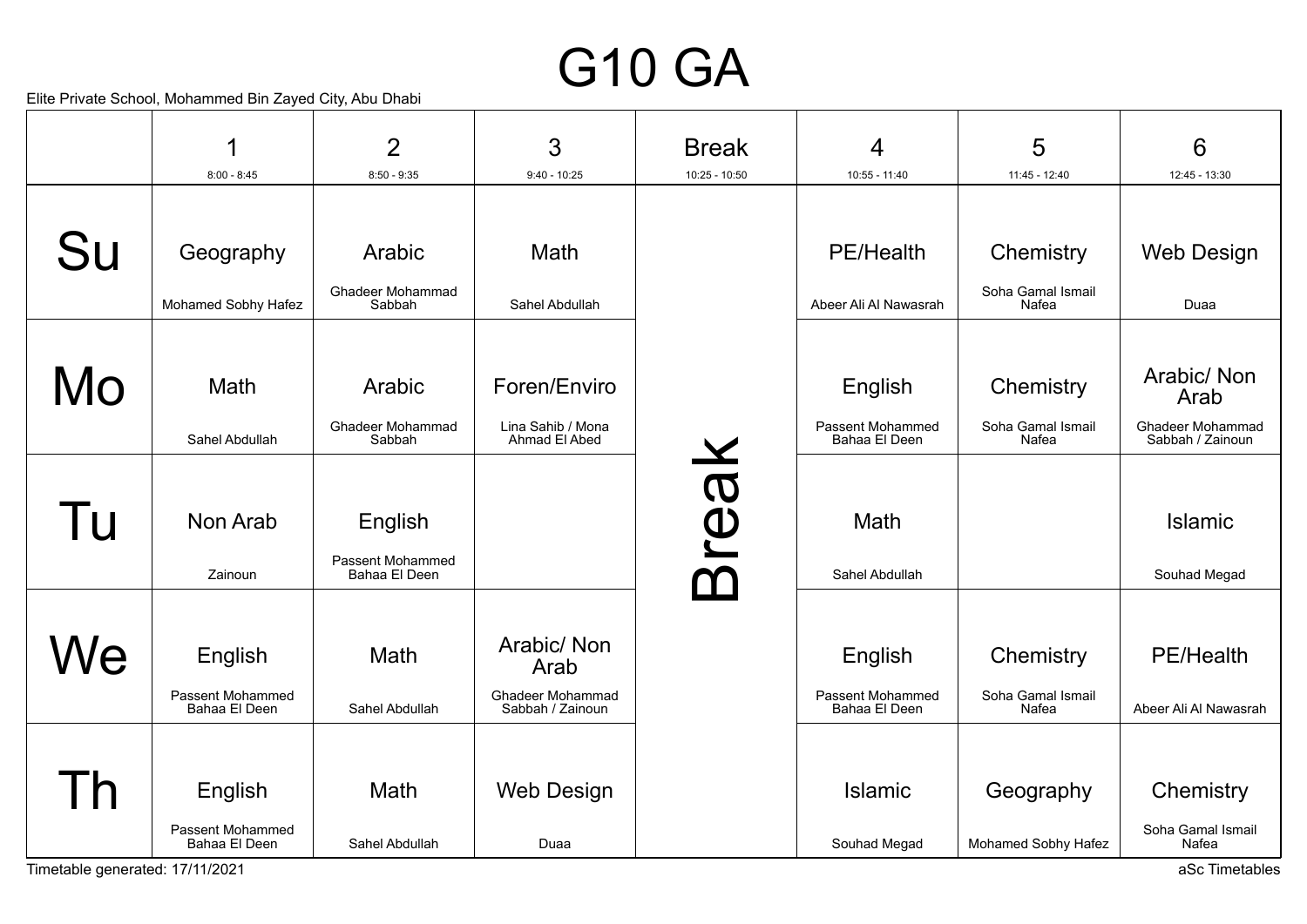# G10 GA

Elite Private School, Mohammed Bin Zayed City, Abu Dhabi

| | 1<br>8:00 - 8:45 | 2<br>8:50 - 9:35 | 3<br>9:40 - 10:25 | Break<br>10:25 - 10:50 | 4<br>10:55 - 11:40 | 5<br>11:45 - 12:40 | 6<br>12:45 - 13:30 |
|---|---|---|---|---|---|---|---|
| Su | Geography<br>Mohamed Sobhy Hafez | Arabic<br>Ghadeer Mohammad Sabbah | Math<br>Sahel Abdullah | Break | PE/Health<br>Abeer Ali Al Nawasrah | Chemistry<br>Soha Gamal Ismail Nafea | Web Design<br>Duaa |
| Mo | Math<br>Sahel Abdullah | Arabic<br>Ghadeer Mohammad Sabbah | Foren/Enviro<br>Lina Sahib / Mona Ahmad El Abed | | English<br>Passent Mohammed Bahaa El Deen | Chemistry<br>Soha Gamal Ismail Nafea | Arabic/ Non Arab<br>Ghadeer Mohammad Sabbah / Zainoun |
| Tu | Non Arab<br>Zainoun | English<br>Passent Mohammed Bahaa El Deen | | | Math<br>Sahel Abdullah | | Islamic<br>Souhad Megad |
| We | English<br>Passent Mohammed Bahaa El Deen | Math<br>Sahel Abdullah | Arabic/ Non Arab<br>Ghadeer Mohammad Sabbah / Zainoun | | English<br>Passent Mohammed Bahaa El Deen | Chemistry<br>Soha Gamal Ismail Nafea | PE/Health<br>Abeer Ali Al Nawasrah |
| Th | English<br>Passent Mohammed Bahaa El Deen | Math<br>Sahel Abdullah | Web Design<br>Duaa | | Islamic<br>Souhad Megad | Geography<br>Mohamed Sobhy Hafez | Chemistry<br>Soha Gamal Ismail Nafea |

Timetable generated: 17/11/2021

aSc Timetables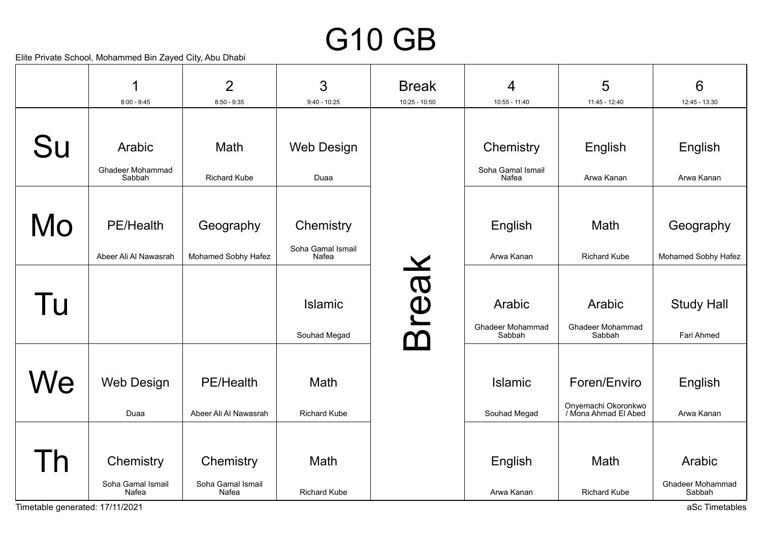# G10 GB

Elite Private School, Mohammed Bin Zayed City, Abu Dhabi

| | 1<br>8:00 - 8:45 | 2<br>8:50 - 9:35 | 3<br>9:40 - 10:25 | Break<br>10:25 - 10:50 | 4<br>10:55 - 11:40 | 5<br>11:45 - 12:40 | 6<br>12:45 - 13:30 |
|---|---|---|---|---|---|---|---|
| Su | Arabic<br>Ghadeer Mohammad Sabbah | Math<br>Richard Kube | Web Design<br>Duaa | Break | Chemistry<br>Soha Gamal Ismail Nafea | English<br>Arwa Kanan | English<br>Arwa Kanan |
| Mo | PE/Health<br>Abeer Ali Al Nawasrah | Geography<br>Mohamed Sobhy Hafez | Chemistry<br>Soha Gamal Ismail Nafea | | English<br>Arwa Kanan | Math<br>Richard Kube | Geography<br>Mohamed Sobhy Hafez |
| Tu | | | Islamic<br>Souhad Megad | | Arabic<br>Ghadeer Mohammad Sabbah | Arabic<br>Ghadeer Mohammad Sabbah | Study Hall<br>Fari Ahmed |
| We | Web Design<br>Duaa | PE/Health<br>Abeer Ali Al Nawasrah | Math<br>Richard Kube | | Islamic<br>Souhad Megad | Foren/Enviro<br>Onyemachi Okoronkwo / Mona Ahmad El Abed | English<br>Arwa Kanan |
| Th | Chemistry<br>Soha Gamal Ismail Nafea | Chemistry<br>Soha Gamal Ismail Nafea | Math<br>Richard Kube | | English<br>Arwa Kanan | Math<br>Richard Kube | Arabic<br>Ghadeer Mohammad Sabbah |

Timetable generated: 17/11/2021

aSc Timetables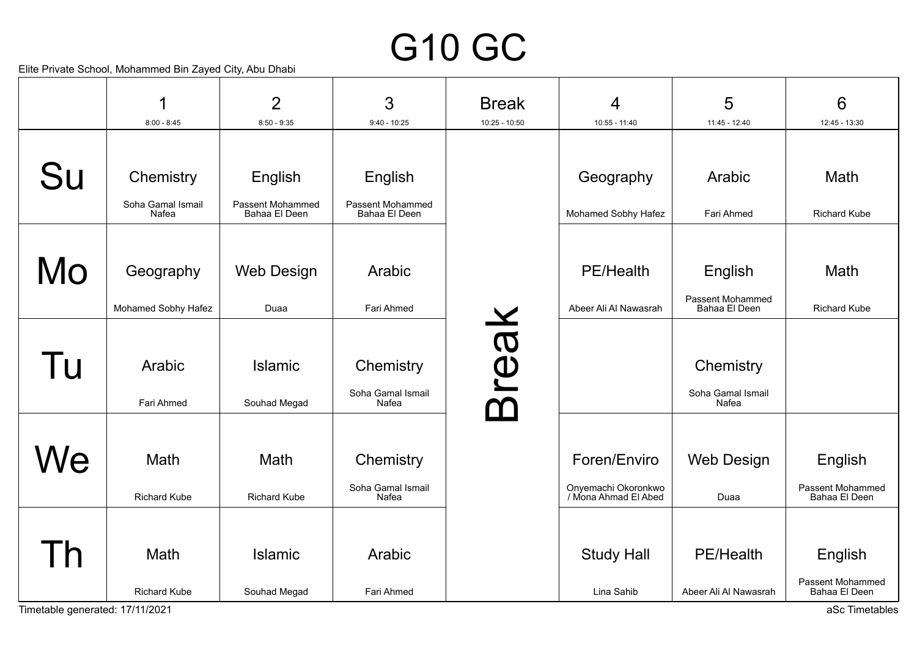# G10 GC

Elite Private School, Mohammed Bin Zayed City, Abu Dhabi

| | 1<br>8:00 - 8:45 | 2<br>8:50 - 9:35 | 3<br>9:40 - 10:25 | Break<br>10:25 - 10:50 | 4<br>10:55 - 11:40 | 5<br>11:45 - 12:40 | 6<br>12:45 - 13:30 |
|---|---|---|---|---|---|---|---|
| Su | Chemistry<br>Soha Gamal Ismail Nafea | English<br>Passent Mohammed Bahaa El Deen | English<br>Passent Mohammed Bahaa El Deen | Break | Geography<br>Mohamed Sobhy Hafez | Arabic<br>Fari Ahmed | Math<br>Richard Kube |
| Mo | Geography<br>Mohamed Sobhy Hafez | Web Design<br>Duaa | Arabic<br>Fari Ahmed | Break | PE/Health<br>Abeer Ali Al Nawasrah | English<br>Passent Mohammed Bahaa El Deen | Math<br>Richard Kube |
| Tu | Arabic<br>Fari Ahmed | Islamic<br>Souhad Megad | Chemistry<br>Soha Gamal Ismail Nafea | Break | | Chemistry<br>Soha Gamal Ismail Nafea | |
| We | Math<br>Richard Kube | Math<br>Richard Kube | Chemistry<br>Soha Gamal Ismail Nafea | Break | Foren/Enviro<br>Onyemachi Okoronkwo / Mona Ahmad El Abed | Web Design<br>Duaa | English<br>Passent Mohammed Bahaa El Deen |
| Th | Math<br>Richard Kube | Islamic<br>Souhad Megad | Arabic<br>Fari Ahmed | Break | Study Hall<br>Lina Sahib | PE/Health<br>Abeer Ali Al Nawasrah | English<br>Passent Mohammed Bahaa El Deen |

Timetable generated: 17/11/2021

aSc Timetables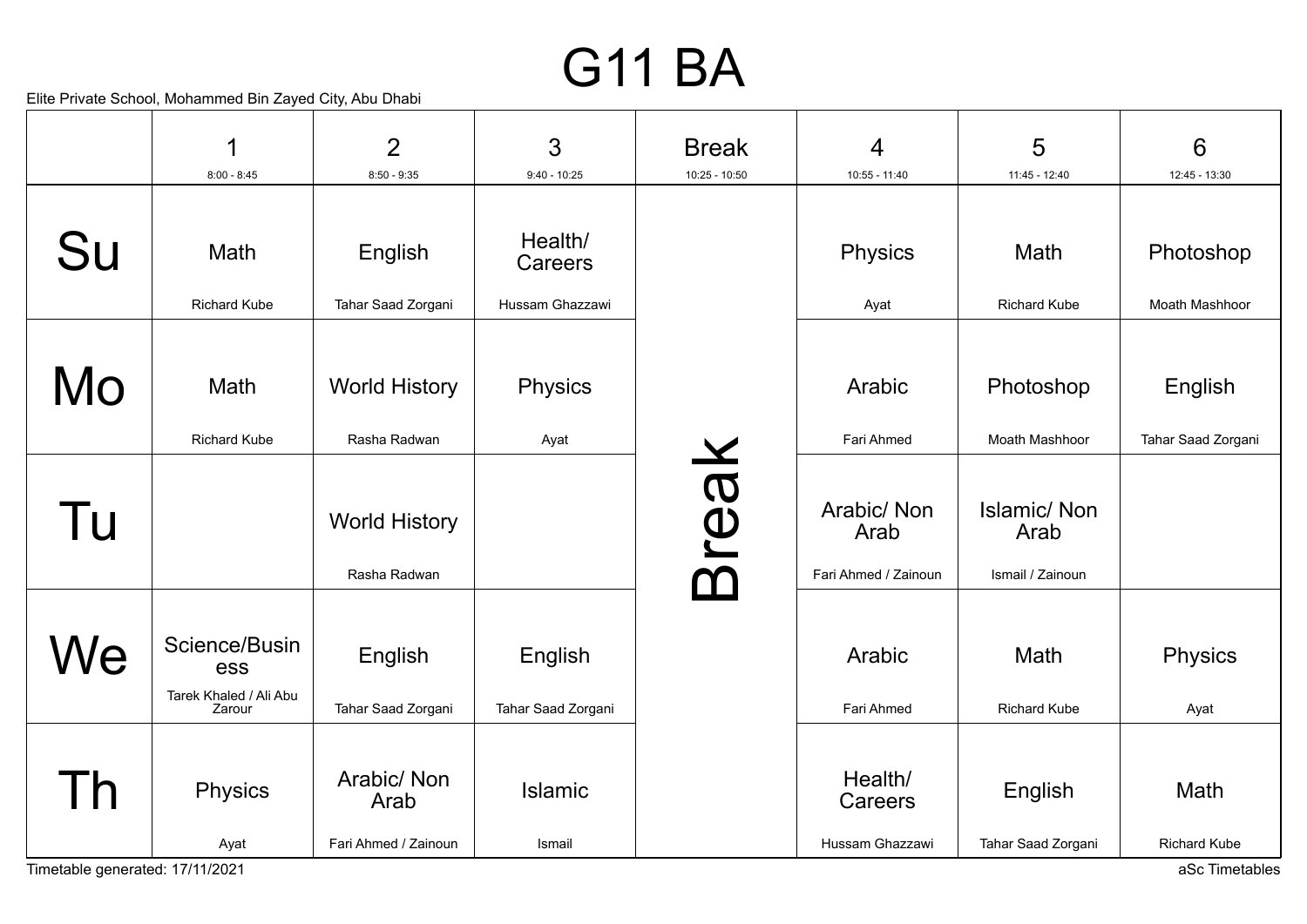# G11 BA

Elite Private School, Mohammed Bin Zayed City, Abu Dhabi

| | 1<br>8:00 - 8:45 | 2<br>8:50 - 9:35 | 3<br>9:40 - 10:25 | Break<br>10:25 - 10:50 | 4<br>10:55 - 11:40 | 5<br>11:45 - 12:40 | 6<br>12:45 - 13:30 |
|---|---|---|---|---|---|---|---|
| Su | Math<br>Richard Kube | English<br>Tahar Saad Zorgani | Health/ Careers<br>Hussam Ghazzawi | Break | Physics<br>Ayat | Math<br>Richard Kube | Photoshop<br>Moath Mashhoor |
| Mo | Math<br>Richard Kube | World History<br>Rasha Radwan | Physics<br>Ayat | | Arabic<br>Fari Ahmed | Photoshop<br>Moath Mashhoor | English<br>Tahar Saad Zorgani |
| Tu | | World History<br>Rasha Radwan | | | Arabic/ Non Arab<br>Fari Ahmed / Zainoun | Islamic/ Non Arab<br>Ismail / Zainoun | |
| We | Science/Business<br>Tarek Khaled / Ali Abu Zarour | English<br>Tahar Saad Zorgani | English<br>Tahar Saad Zorgani | | Arabic<br>Fari Ahmed | Math<br>Richard Kube | Physics<br>Ayat |
| Th | Physics<br>Ayat | Arabic/ Non Arab<br>Fari Ahmed / Zainoun | Islamic<br>Ismail | | Health/ Careers<br>Hussam Ghazzawi | English<br>Tahar Saad Zorgani | Math<br>Richard Kube |

Timetable generated: 17/11/2021

aSc Timetables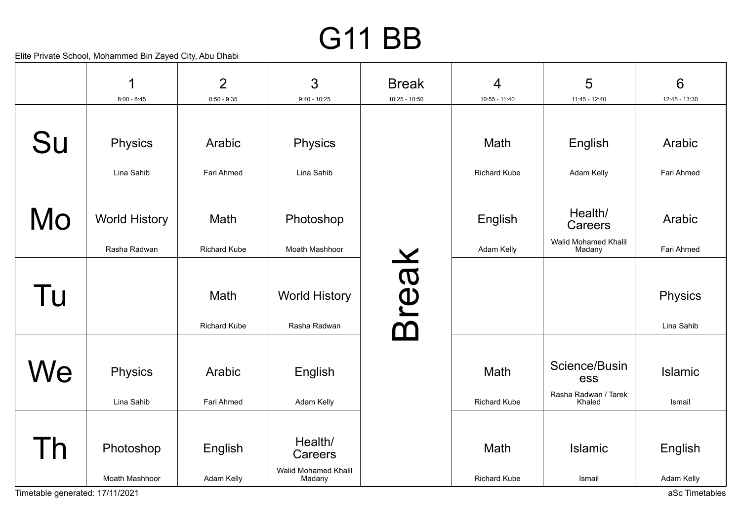# G11 BB

Elite Private School, Mohammed Bin Zayed City, Abu Dhabi

| | 1<br>8:00 - 8:45 | 2<br>8:50 - 9:35 | 3<br>9:40 - 10:25 | Break<br>10:25 - 10:50 | 4<br>10:55 - 11:40 | 5<br>11:45 - 12:40 | 6<br>12:45 - 13:30 |
|---|---|---|---|---|---|---|---|
| Su | Physics<br>Lina Sahib | Arabic<br>Fari Ahmed | Physics<br>Lina Sahib | Break | Math<br>Richard Kube | English<br>Adam Kelly | Arabic<br>Fari Ahmed |
| Mo | World History<br>Rasha Radwan | Math<br>Richard Kube | Photoshop<br>Moath Mashhoor | | English<br>Adam Kelly | Health/ Careers<br>Walid Mohamed Khalil Madany | Arabic<br>Fari Ahmed |
| Tu | | Math<br>Richard Kube | World History<br>Rasha Radwan | | | | Physics<br>Lina Sahib |
| We | Physics<br>Lina Sahib | Arabic<br>Fari Ahmed | English<br>Adam Kelly | | Math<br>Richard Kube | Science/Business<br>Rasha Radwan / Tarek Khaled | Islamic<br>Ismail |
| Th | Photoshop<br>Moath Mashhoor | English<br>Adam Kelly | Health/ Careers<br>Walid Mohamed Khalil Madany | | Math<br>Richard Kube | Islamic<br>Ismail | English<br>Adam Kelly |

Timetable generated: 17/11/2021

aSc Timetables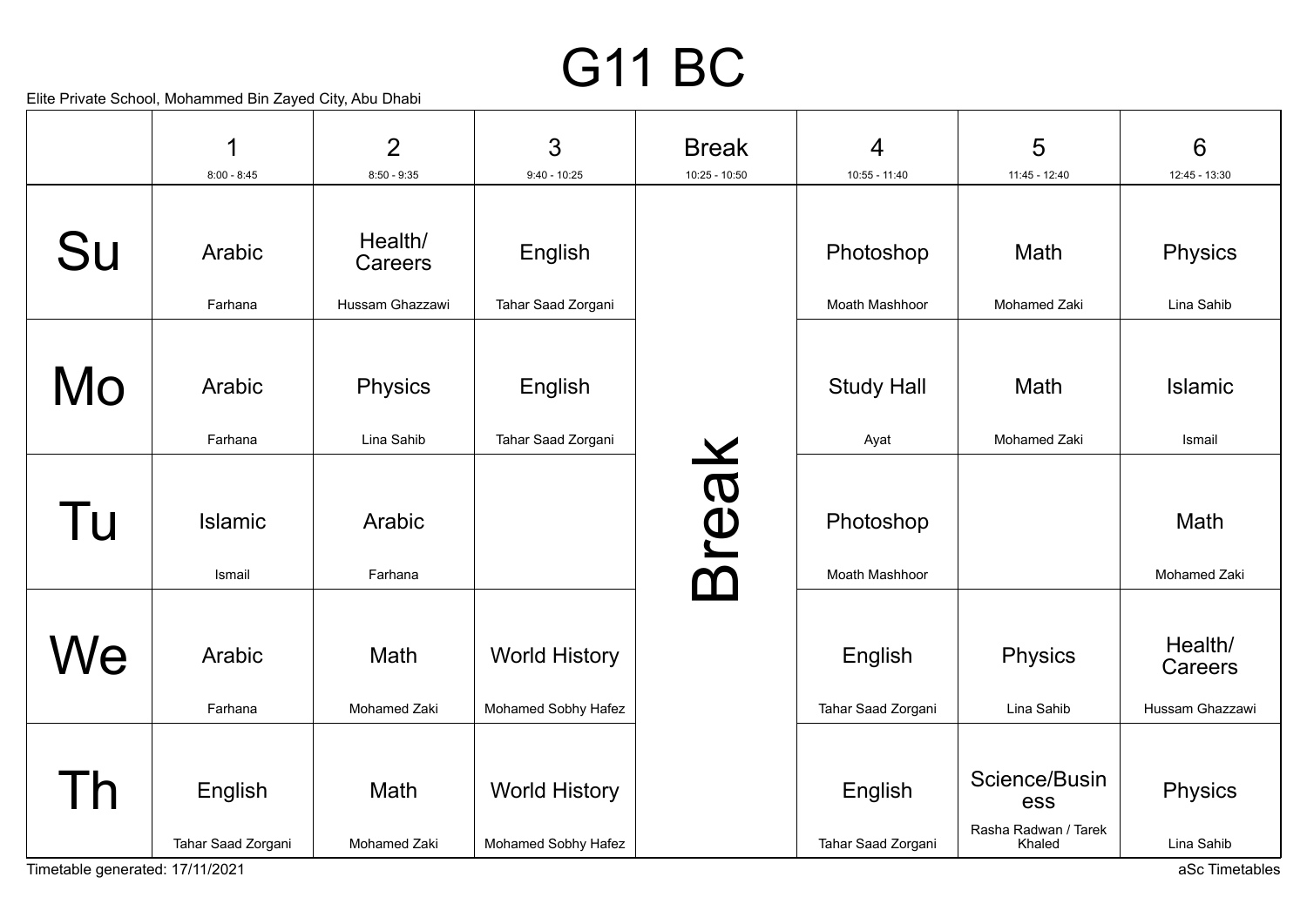# G11 BC

Elite Private School, Mohammed Bin Zayed City, Abu Dhabi

| | 1<br>8:00 - 8:45 | 2<br>8:50 - 9:35 | 3<br>9:40 - 10:25 | Break<br>10:25 - 10:50 | 4<br>10:55 - 11:40 | 5<br>11:45 - 12:40 | 6<br>12:45 - 13:30 |
|---|---|---|---|---|---|---|---|
| Su | Arabic<br>Farhana | Health/ Careers<br>Hussam Ghazzawi | English<br>Tahar Saad Zorgani | Break | Photoshop<br>Moath Mashhoor | Math<br>Mohamed Zaki | Physics<br>Lina Sahib |
| Mo | Arabic<br>Farhana | Physics<br>Lina Sahib | English<br>Tahar Saad Zorgani | | Study Hall<br>Ayat | Math<br>Mohamed Zaki | Islamic<br>Ismail |
| Tu | Islamic<br>Ismail | Arabic<br>Farhana | | | Photoshop<br>Moath Mashhoor | | Math<br>Mohamed Zaki |
| We | Arabic<br>Farhana | Math<br>Mohamed Zaki | World History<br>Mohamed Sobhy Hafez | | English<br>Tahar Saad Zorgani | Physics<br>Lina Sahib | Health/ Careers<br>Hussam Ghazzawi |
| Th | English<br>Tahar Saad Zorgani | Math<br>Mohamed Zaki | World History<br>Mohamed Sobhy Hafez | | English<br>Tahar Saad Zorgani | Science/Business<br>Rasha Radwan / Tarek Khaled | Physics<br>Lina Sahib |

Timetable generated: 17/11/2021

aSc Timetables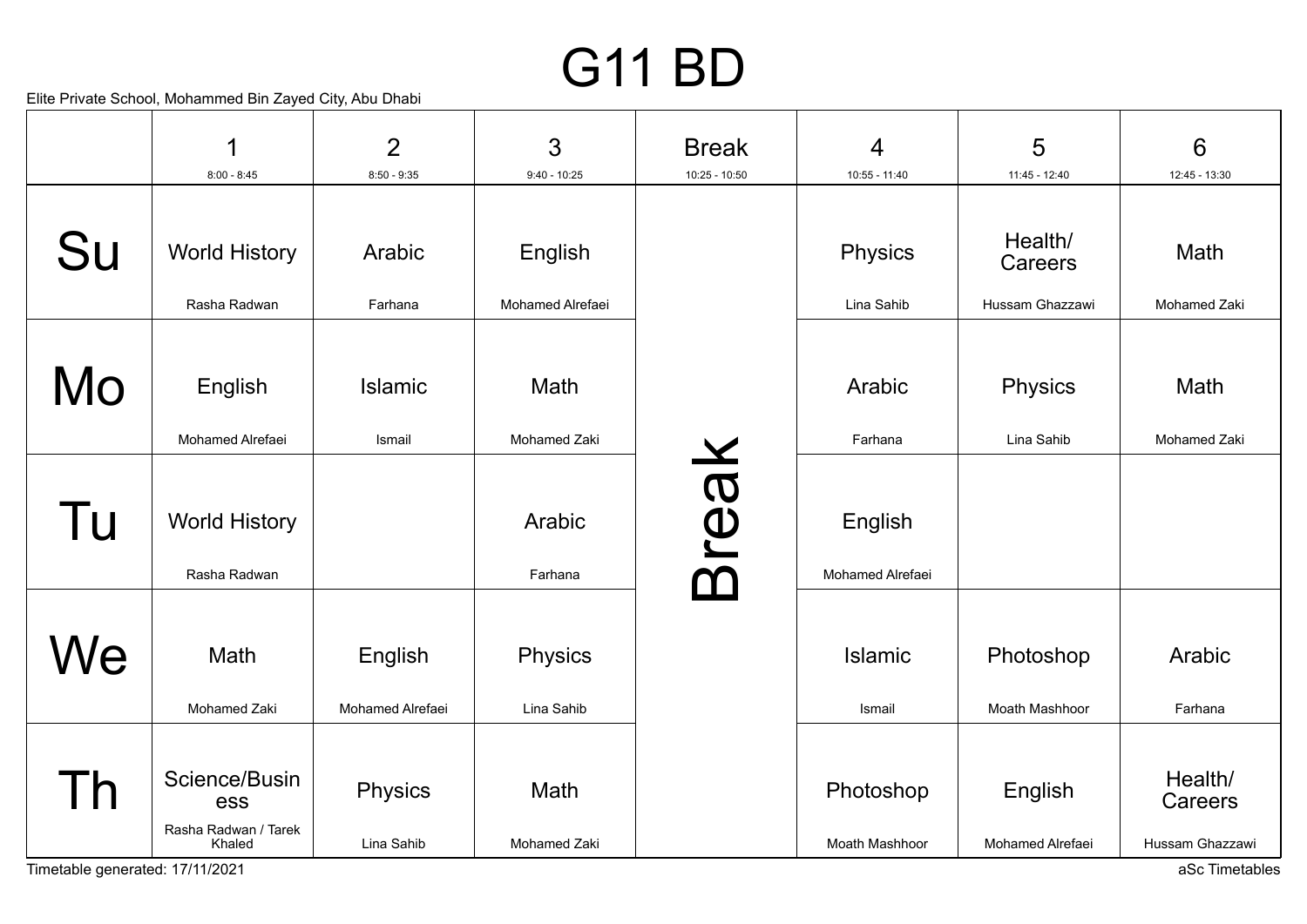# G11 BD

Elite Private School, Mohammed Bin Zayed City, Abu Dhabi

| | 1<br>8:00 - 8:45 | 2<br>8:50 - 9:35 | 3<br>9:40 - 10:25 | Break<br>10:25 - 10:50 | 4<br>10:55 - 11:40 | 5<br>11:45 - 12:40 | 6<br>12:45 - 13:30 |
|---|---|---|---|---|---|---|---|
| Su | World History<br>Rasha Radwan | Arabic<br>Farhana | English<br>Mohamed Alrefaei | Break | Physics<br>Lina Sahib | Health/ Careers<br>Hussam Ghazzawi | Math<br>Mohamed Zaki |
| Mo | English<br>Mohamed Alrefaei | Islamic<br>Ismail | Math<br>Mohamed Zaki | | Arabic<br>Farhana | Physics<br>Lina Sahib | Math<br>Mohamed Zaki |
| Tu | World History<br>Rasha Radwan | | Arabic<br>Farhana | | English<br>Mohamed Alrefaei | | |
| We | Math<br>Mohamed Zaki | English<br>Mohamed Alrefaei | Physics<br>Lina Sahib | | Islamic<br>Ismail | Photoshop<br>Moath Mashhoor | Arabic<br>Farhana |
| Th | Science/Business<br>Rasha Radwan / Tarek Khaled | Physics<br>Lina Sahib | Math<br>Mohamed Zaki | | Photoshop<br>Moath Mashhoor | English<br>Mohamed Alrefaei | Health/ Careers<br>Hussam Ghazzawi |

Timetable generated: 17/11/2021

aSc Timetables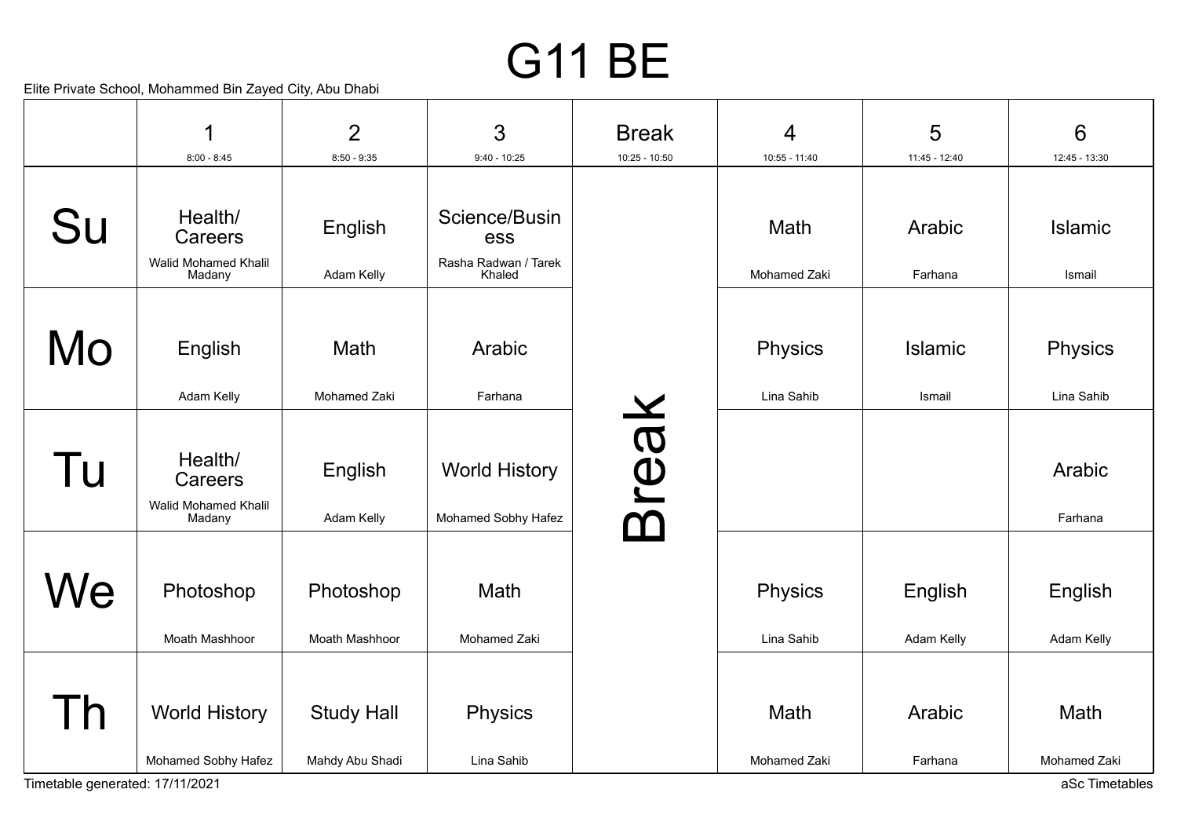# G11 BE

Elite Private School, Mohammed Bin Zayed City, Abu Dhabi

| | 1 8:00 - 8:45 | 2 8:50 - 9:35 | 3 9:40 - 10:25 | Break 10:25 - 10:50 | 4 10:55 - 11:40 | 5 11:45 - 12:40 | 6 12:45 - 13:30 |
|---|---|---|---|---|---|---|---|
| Su | Health/ Careers Walid Mohamed Khalil Madany | English Adam Kelly | Science/Business Rasha Radwan / Tarek Khaled | Break | Math Mohamed Zaki | Arabic Farhana | Islamic Ismail |
| Mo | English Adam Kelly | Math Mohamed Zaki | Arabic Farhana | | Physics Lina Sahib | Islamic Ismail | Physics Lina Sahib |
| Tu | Health/ Careers Walid Mohamed Khalil Madany | English Adam Kelly | World History Mohamed Sobhy Hafez | | | | Arabic Farhana |
| We | Photoshop Moath Mashhoor | Photoshop Moath Mashhoor | Math Mohamed Zaki | | Physics Lina Sahib | English Adam Kelly | English Adam Kelly |
| Th | World History Mohamed Sobhy Hafez | Study Hall Mahdy Abu Shadi | Physics Lina Sahib | | Math Mohamed Zaki | Arabic Farhana | Math Mohamed Zaki |

Timetable generated: 17/11/2021

aSc Timetables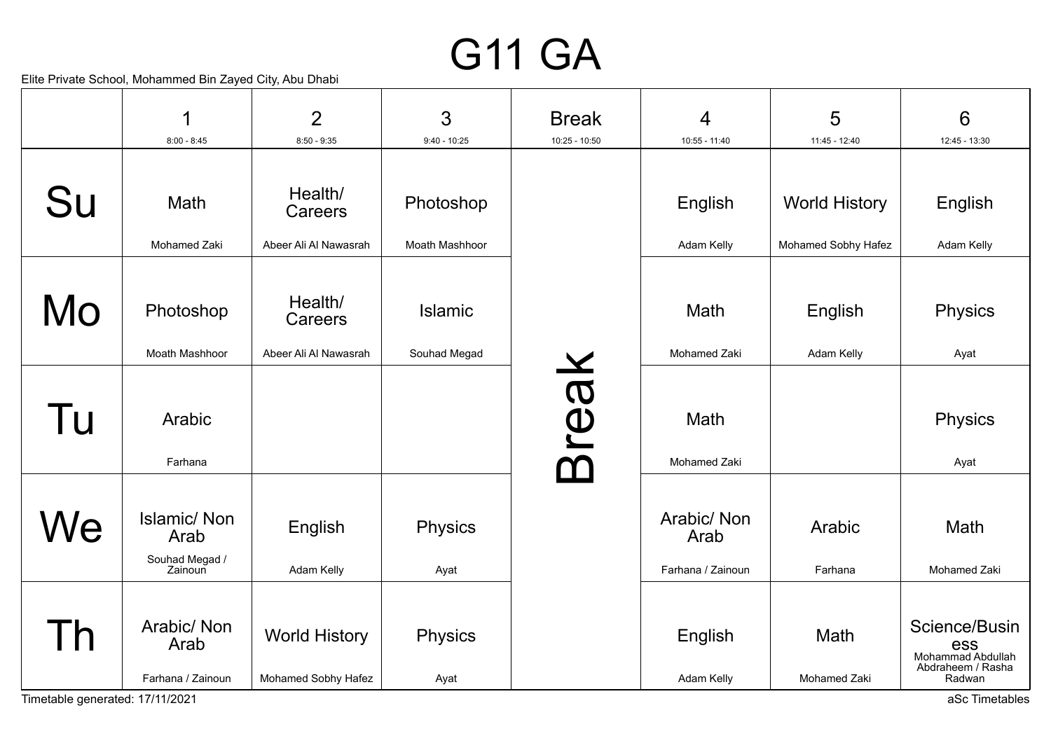# G11 GA

Elite Private School, Mohammed Bin Zayed City, Abu Dhabi

| | 1<br>8:00 - 8:45 | 2<br>8:50 - 9:35 | 3<br>9:40 - 10:25 | Break<br>10:25 - 10:50 | 4<br>10:55 - 11:40 | 5<br>11:45 - 12:40 | 6<br>12:45 - 13:30 |
|---|---|---|---|---|---|---|---|
| Su | Math<br>Mohamed Zaki | Health/ Careers<br>Abeer Ali Al Nawasrah | Photoshop<br>Moath Mashhoor | Break | English<br>Adam Kelly | World History<br>Mohamed Sobhy Hafez | English<br>Adam Kelly |
| Mo | Photoshop<br>Moath Mashhoor | Health/ Careers<br>Abeer Ali Al Nawasrah | Islamic<br>Souhad Megad | | Math<br>Mohamed Zaki | English<br>Adam Kelly | Physics<br>Ayat |
| Tu | Arabic<br>Farhana | | | | Math<br>Mohamed Zaki | | Physics<br>Ayat |
| We | Islamic/ Non Arab<br>Souhad Megad / Zainoun | English<br>Adam Kelly | Physics<br>Ayat | | Arabic/ Non Arab<br>Farhana / Zainoun | Arabic<br>Farhana | Math<br>Mohamed Zaki |
| Th | Arabic/ Non Arab<br>Farhana / Zainoun | World History<br>Mohamed Sobhy Hafez | Physics<br>Ayat | | English<br>Adam Kelly | Math<br>Mohamed Zaki | Science/Business<br>Mohammad Abdullah Abdraheem / Rasha Radwan |

Timetable generated: 17/11/2021

aSc Timetables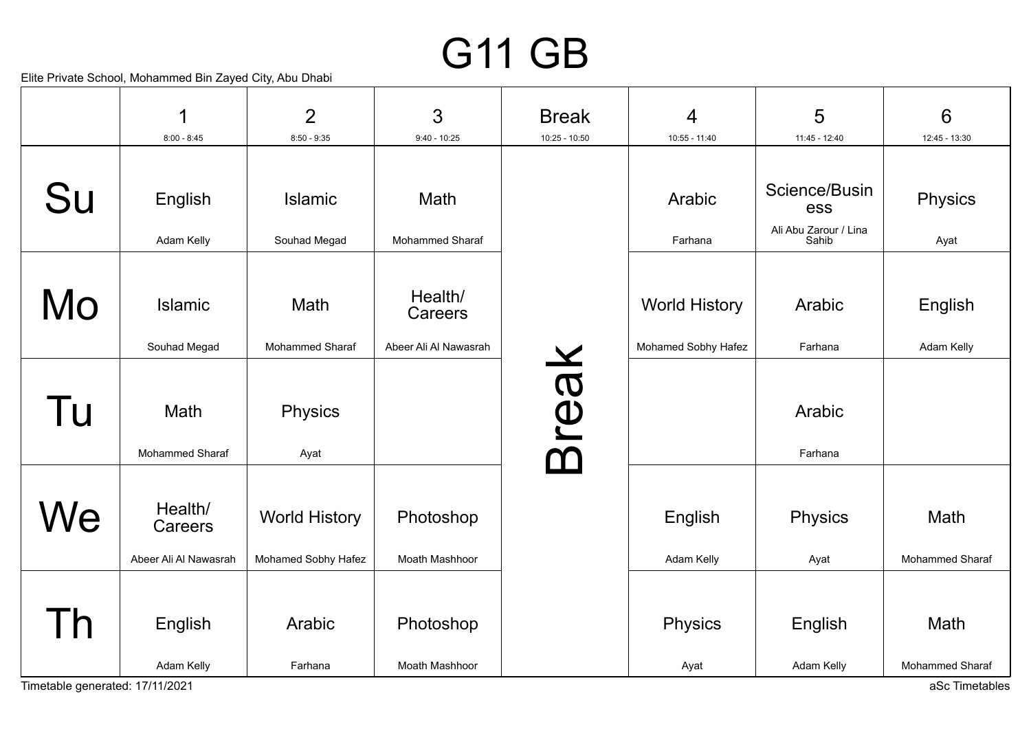# G11 GB

Elite Private School, Mohammed Bin Zayed City, Abu Dhabi

| | 1<br>8:00 - 8:45 | 2<br>8:50 - 9:35 | 3<br>9:40 - 10:25 | Break<br>10:25 - 10:50 | 4<br>10:55 - 11:40 | 5<br>11:45 - 12:40 | 6<br>12:45 - 13:30 |
|---|---|---|---|---|---|---|---|
| Su | English<br>Adam Kelly | Islamic<br>Souhad Megad | Math<br>Mohammed Sharaf | Break | Arabic<br>Farhana | Science/Business<br>Ali Abu Zarour / Lina Sahib | Physics<br>Ayat |
| Mo | Islamic<br>Souhad Megad | Math<br>Mohammed Sharaf | Health/ Careers<br>Abeer Ali Al Nawasrah | | World History<br>Mohamed Sobhy Hafez | Arabic<br>Farhana | English<br>Adam Kelly |
| Tu | Math<br>Mohammed Sharaf | Physics<br>Ayat | | | | Arabic<br>Farhana | |
| We | Health/ Careers<br>Abeer Ali Al Nawasrah | World History<br>Mohamed Sobhy Hafez | Photoshop<br>Moath Mashhoor | | English<br>Adam Kelly | Physics<br>Ayat | Math<br>Mohammed Sharaf |
| Th | English<br>Adam Kelly | Arabic<br>Farhana | Photoshop<br>Moath Mashhoor | | Physics<br>Ayat | English<br>Adam Kelly | Math<br>Mohammed Sharaf |

Timetable generated: 17/11/2021

aSc Timetables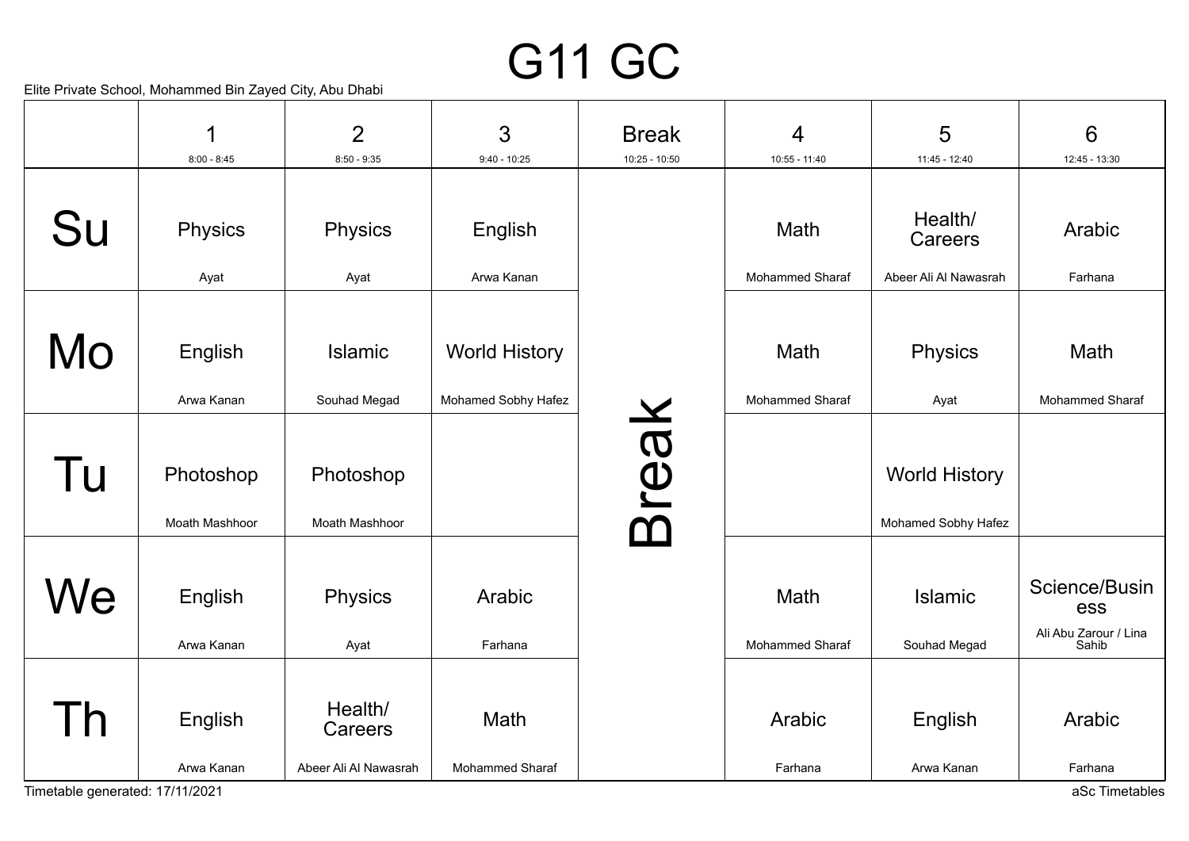# G11 GC

Elite Private School, Mohammed Bin Zayed City, Abu Dhabi

| | 1<br>8:00 - 8:45 | 2<br>8:50 - 9:35 | 3<br>9:40 - 10:25 | Break<br>10:25 - 10:50 | 4<br>10:55 - 11:40 | 5<br>11:45 - 12:40 | 6<br>12:45 - 13:30 |
|---|---|---|---|---|---|---|---|
| Su | Physics<br>Ayat | Physics<br>Ayat | English<br>Arwa Kanan | Break | Math<br>Mohammed Sharaf | Health/ Careers<br>Abeer Ali Al Nawasrah | Arabic<br>Farhana |
| Mo | English<br>Arwa Kanan | Islamic<br>Souhad Megad | World History<br>Mohamed Sobhy Hafez | | Math<br>Mohammed Sharaf | Physics<br>Ayat | Math<br>Mohammed Sharaf |
| Tu | Photoshop<br>Moath Mashhoor | Photoshop<br>Moath Mashhoor | | | | World History<br>Mohamed Sobhy Hafez | |
| We | English<br>Arwa Kanan | Physics<br>Ayat | Arabic<br>Farhana | | Math<br>Mohammed Sharaf | Islamic<br>Souhad Megad | Science/Business<br>Ali Abu Zarour / Lina Sahib |
| Th | English<br>Arwa Kanan | Health/ Careers<br>Abeer Ali Al Nawasrah | Math<br>Mohammed Sharaf | | Arabic<br>Farhana | English<br>Arwa Kanan | Arabic<br>Farhana |

Timetable generated: 17/11/2021

aSc Timetables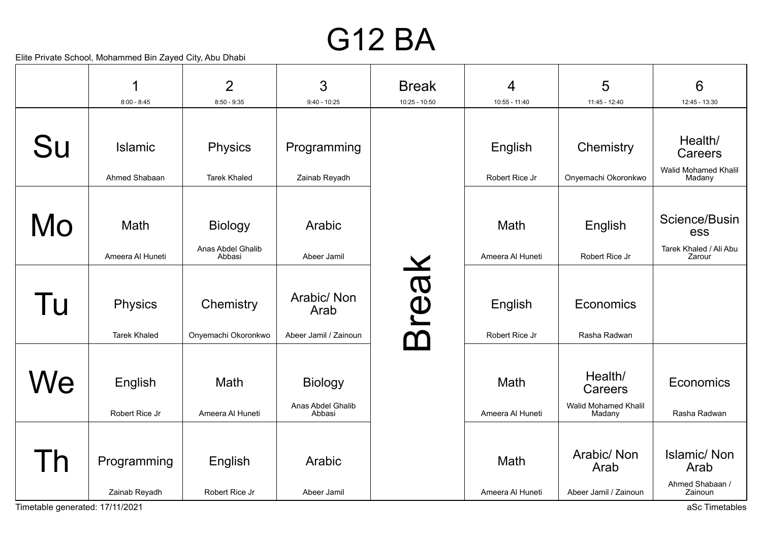# G12 BA

Elite Private School, Mohammed Bin Zayed City, Abu Dhabi

| | 1<br>8:00 - 8:45 | 2<br>8:50 - 9:35 | 3<br>9:40 - 10:25 | Break<br>10:25 - 10:50 | 4<br>10:55 - 11:40 | 5<br>11:45 - 12:40 | 6<br>12:45 - 13:30 |
|---|---|---|---|---|---|---|---|
| Su | Islamic<br>Ahmed Shabaan | Physics<br>Tarek Khaled | Programming<br>Zainab Reyadh | Break | English<br>Robert Rice Jr | Chemistry<br>Onyemachi Okoronkwo | Health/ Careers<br>Walid Mohamed Khalil Madany |
| Mo | Math<br>Ameera Al Huneti | Biology<br>Anas Abdel Ghalib Abbasi | Arabic<br>Abeer Jamil | Break | Math<br>Ameera Al Huneti | English<br>Robert Rice Jr | Science/Business<br>Tarek Khaled / Ali Abu Zarour |
| Tu | Physics<br>Tarek Khaled | Chemistry<br>Onyemachi Okoronkwo | Arabic/ Non Arab<br>Abeer Jamil / Zainoun | Break | English<br>Robert Rice Jr | Economics<br>Rasha Radwan | |
| We | English<br>Robert Rice Jr | Math<br>Ameera Al Huneti | Biology<br>Anas Abdel Ghalib Abbasi | Break | Math<br>Ameera Al Huneti | Health/ Careers<br>Walid Mohamed Khalil Madany | Economics<br>Rasha Radwan |
| Th | Programming<br>Zainab Reyadh | English<br>Robert Rice Jr | Arabic<br>Abeer Jamil | Break | Math<br>Ameera Al Huneti | Arabic/ Non Arab<br>Abeer Jamil / Zainoun | Islamic/ Non Arab<br>Ahmed Shabaan / Zainoun |

Timetable generated: 17/11/2021

aSc Timetables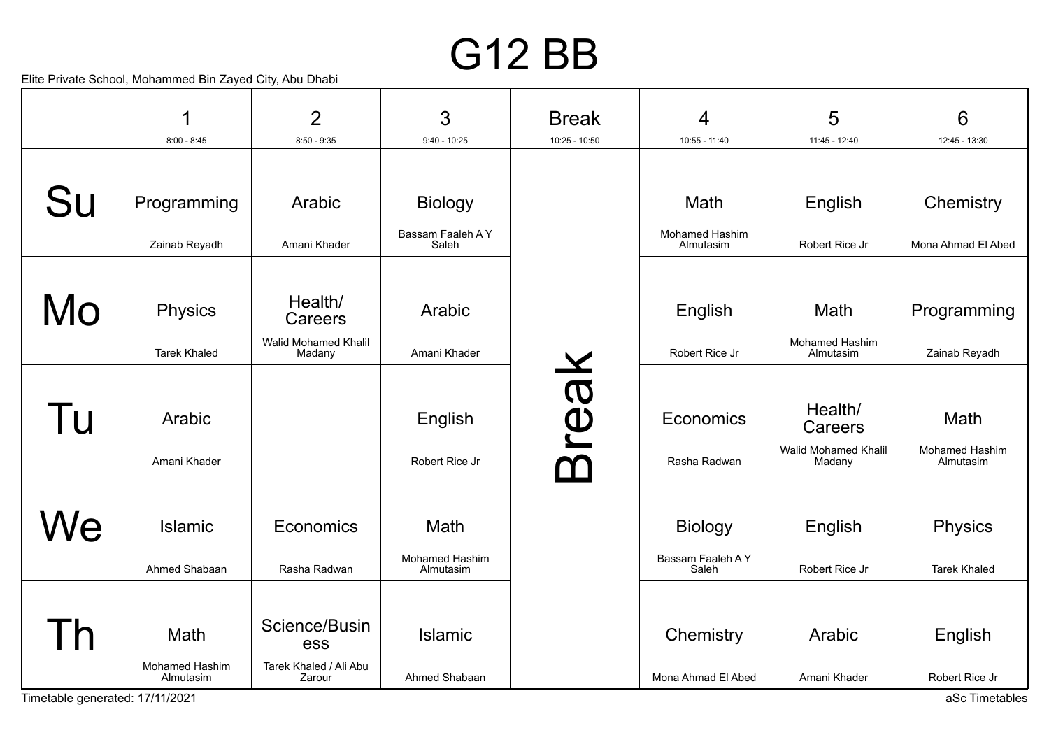# G12 BB

Elite Private School, Mohammed Bin Zayed City, Abu Dhabi

| | 1<br>8:00 - 8:45 | 2<br>8:50 - 9:35 | 3<br>9:40 - 10:25 | Break<br>10:25 - 10:50 | 4<br>10:55 - 11:40 | 5<br>11:45 - 12:40 | 6<br>12:45 - 13:30 |
|---|---|---|---|---|---|---|---|
| Su | Programming<br>Zainab Reyadh | Arabic<br>Amani Khader | Biology<br>Bassam Faaleh A Y Saleh | Break | Math<br>Mohamed Hashim Almutasim | English<br>Robert Rice Jr | Chemistry<br>Mona Ahmad El Abed |
| Mo | Physics<br>Tarek Khaled | Health/ Careers<br>Walid Mohamed Khalil Madany | Arabic<br>Amani Khader | | English<br>Robert Rice Jr | Math<br>Mohamed Hashim Almutasim | Programming<br>Zainab Reyadh |
| Tu | Arabic<br>Amani Khader | | English<br>Robert Rice Jr | | Economics<br>Rasha Radwan | Health/ Careers<br>Walid Mohamed Khalil Madany | Math<br>Mohamed Hashim Almutasim |
| We | Islamic<br>Ahmed Shabaan | Economics<br>Rasha Radwan | Math<br>Mohamed Hashim Almutasim | | Biology<br>Bassam Faaleh A Y Saleh | English<br>Robert Rice Jr | Physics<br>Tarek Khaled |
| Th | Math<br>Mohamed Hashim Almutasim | Science/Business<br>Tarek Khaled / Ali Abu Zarour | Islamic<br>Ahmed Shabaan | | Chemistry<br>Mona Ahmad El Abed | Arabic<br>Amani Khader | English<br>Robert Rice Jr |

Timetable generated: 17/11/2021

aSc Timetables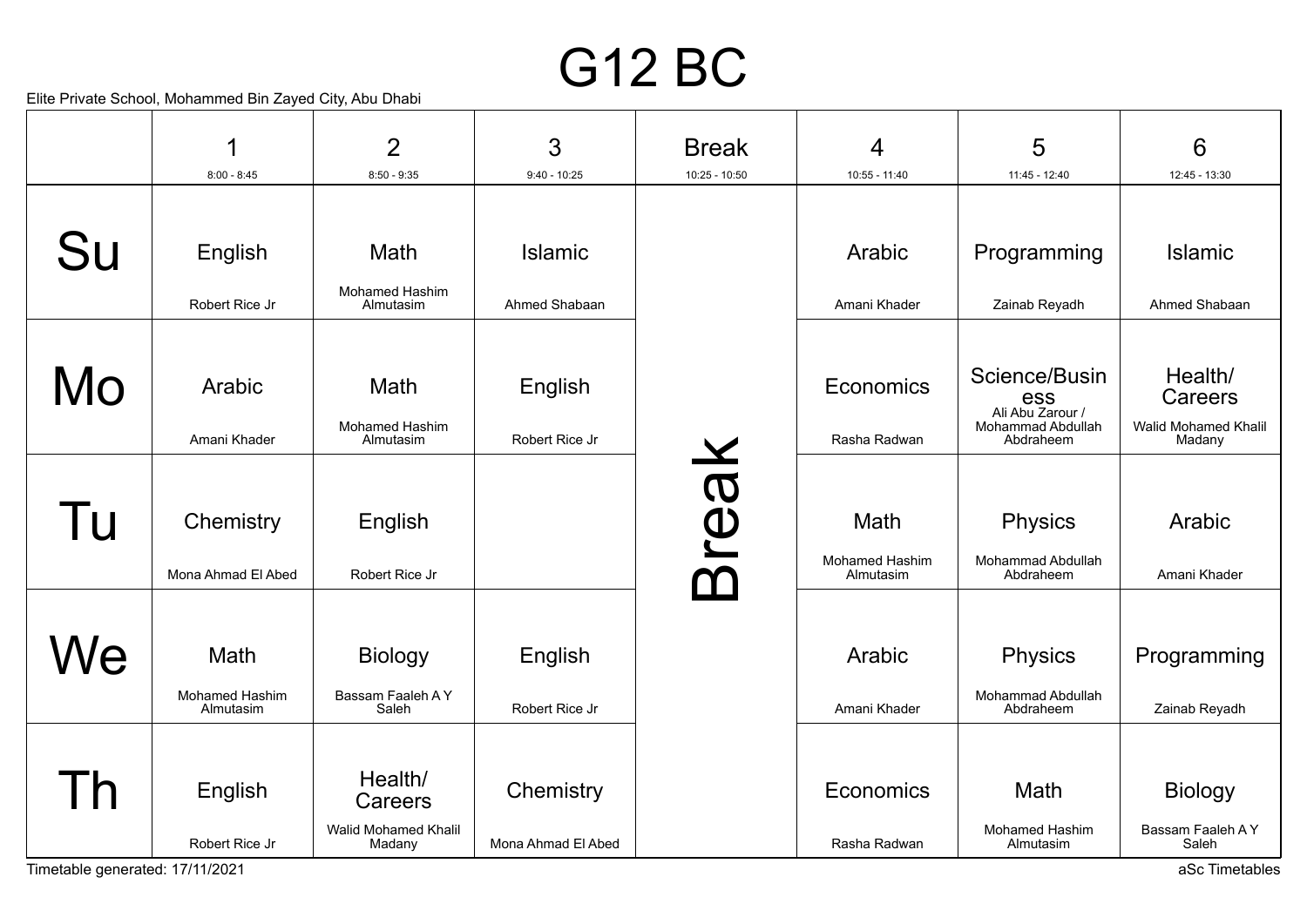# G12 BC

Elite Private School, Mohammed Bin Zayed City, Abu Dhabi

| | 1<br>8:00 - 8:45 | 2<br>8:50 - 9:35 | 3<br>9:40 - 10:25 | Break<br>10:25 - 10:50 | 4<br>10:55 - 11:40 | 5<br>11:45 - 12:40 | 6<br>12:45 - 13:30 |
|---|---|---|---|---|---|---|---|
| Su | English<br>Robert Rice Jr | Math<br>Mohamed Hashim Almutasim | Islamic<br>Ahmed Shabaan | Break | Arabic<br>Amani Khader | Programming<br>Zainab Reyadh | Islamic<br>Ahmed Shabaan |
| Mo | Arabic<br>Amani Khader | Math<br>Mohamed Hashim Almutasim | English<br>Robert Rice Jr | Break | Economics<br>Rasha Radwan | Science/Business<br>Ali Abu Zarour / Mohammad Abdullah Abdraheem | Health/ Careers<br>Walid Mohamed Khalil Madany |
| Tu | Chemistry<br>Mona Ahmad El Abed | English<br>Robert Rice Jr | | Break | Math<br>Mohamed Hashim Almutasim | Physics<br>Mohammad Abdullah Abdraheem | Arabic<br>Amani Khader |
| We | Math<br>Mohamed Hashim Almutasim | Biology<br>Bassam Faaleh A Y Saleh | English<br>Robert Rice Jr | Break | Arabic<br>Amani Khader | Physics<br>Mohammad Abdullah Abdraheem | Programming<br>Zainab Reyadh |
| Th | English<br>Robert Rice Jr | Health/ Careers<br>Walid Mohamed Khalil Madany | Chemistry<br>Mona Ahmad El Abed | Break | Economics<br>Rasha Radwan | Math<br>Mohamed Hashim Almutasim | Biology<br>Bassam Faaleh A Y Saleh |

Timetable generated: 17/11/2021

aSc Timetables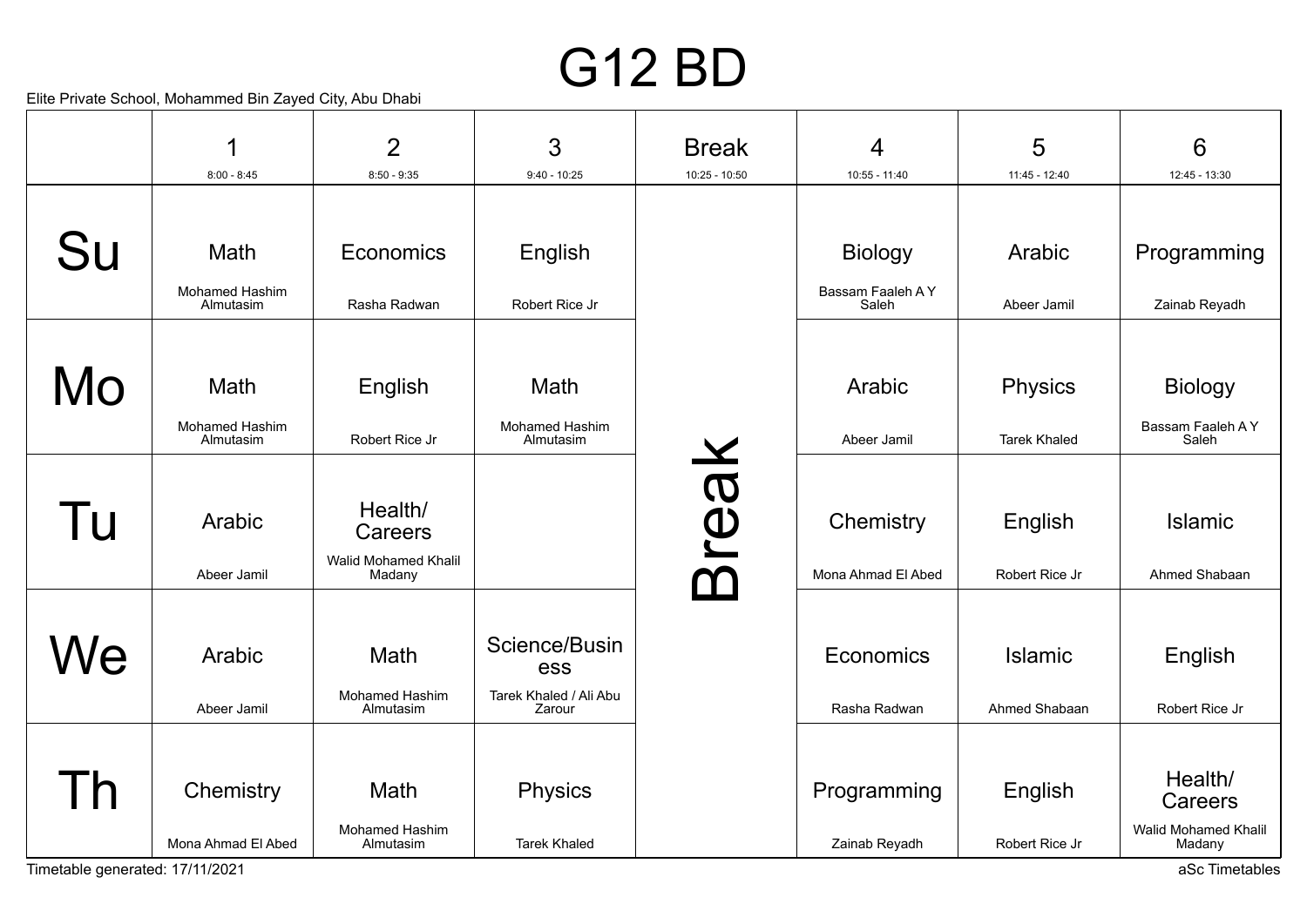# G12 BD

Elite Private School, Mohammed Bin Zayed City, Abu Dhabi

| | 1<br>8:00 - 8:45 | 2<br>8:50 - 9:35 | 3<br>9:40 - 10:25 | Break<br>10:25 - 10:50 | 4<br>10:55 - 11:40 | 5<br>11:45 - 12:40 | 6<br>12:45 - 13:30 |
|---|---|---|---|---|---|---|---|
| Su | Math<br>Mohamed Hashim Almutasim | Economics<br>Rasha Radwan | English<br>Robert Rice Jr | Break | Biology<br>Bassam Faaleh A Y Saleh | Arabic<br>Abeer Jamil | Programming<br>Zainab Reyadh |
| Mo | Math<br>Mohamed Hashim Almutasim | English<br>Robert Rice Jr | Math<br>Mohamed Hashim Almutasim | | Arabic<br>Abeer Jamil | Physics<br>Tarek Khaled | Biology<br>Bassam Faaleh A Y Saleh |
| Tu | Arabic<br>Abeer Jamil | Health/ Careers<br>Walid Mohamed Khalil Madany | | | Chemistry<br>Mona Ahmad El Abed | English<br>Robert Rice Jr | Islamic<br>Ahmed Shabaan |
| We | Arabic<br>Abeer Jamil | Math<br>Mohamed Hashim Almutasim | Science/Business<br>Tarek Khaled / Ali Abu Zarour | | Economics<br>Rasha Radwan | Islamic<br>Ahmed Shabaan | English<br>Robert Rice Jr |
| Th | Chemistry<br>Mona Ahmad El Abed | Math<br>Mohamed Hashim Almutasim | Physics<br>Tarek Khaled | | Programming<br>Zainab Reyadh | English<br>Robert Rice Jr | Health/ Careers<br>Walid Mohamed Khalil Madany |

Timetable generated: 17/11/2021

aSc Timetables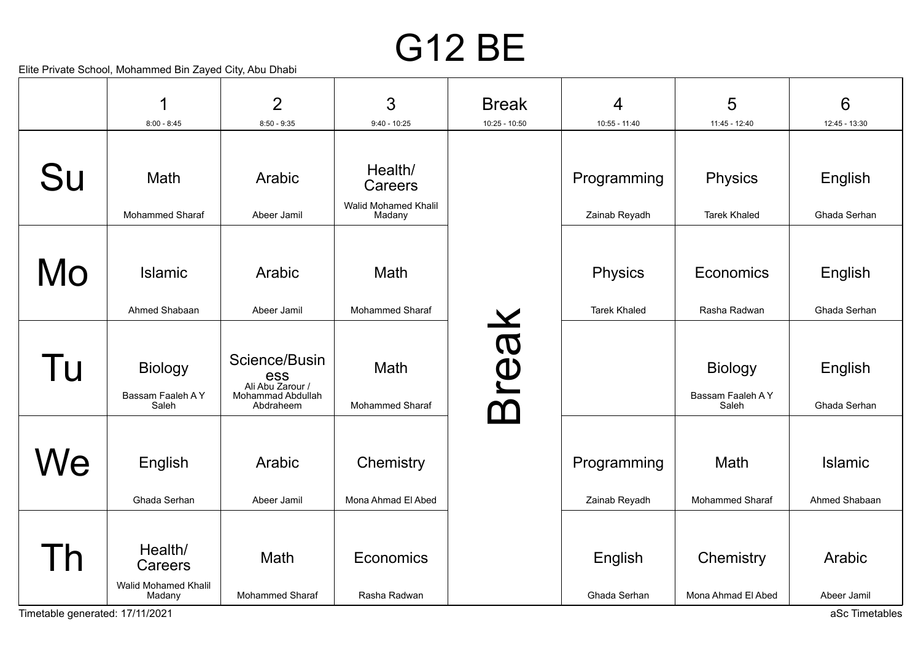# G12 BE

Elite Private School, Mohammed Bin Zayed City, Abu Dhabi

| | 1<br>8:00 - 8:45 | 2<br>8:50 - 9:35 | 3<br>9:40 - 10:25 | Break<br>10:25 - 10:50 | 4<br>10:55 - 11:40 | 5<br>11:45 - 12:40 | 6<br>12:45 - 13:30 |
|---|---|---|---|---|---|---|---|
| Su | Math<br>Mohammed Sharaf | Arabic<br>Abeer Jamil | Health/ Careers<br>Walid Mohamed Khalil Madany | Break | Programming<br>Zainab Reyadh | Physics<br>Tarek Khaled | English<br>Ghada Serhan |
| Mo | Islamic<br>Ahmed Shabaan | Arabic<br>Abeer Jamil | Math<br>Mohammed Sharaf | | Physics<br>Tarek Khaled | Economics<br>Rasha Radwan | English<br>Ghada Serhan |
| Tu | Biology<br>Bassam Faaleh A Y Saleh | Science/Business<br>Ali Abu Zarour / Mohammad Abdullah Abdraheem | Math<br>Mohammed Sharaf | | | Biology<br>Bassam Faaleh A Y Saleh | English<br>Ghada Serhan |
| We | English<br>Ghada Serhan | Arabic<br>Abeer Jamil | Chemistry<br>Mona Ahmad El Abed | | Programming<br>Zainab Reyadh | Math<br>Mohammed Sharaf | Islamic<br>Ahmed Shabaan |
| Th | Health/ Careers<br>Walid Mohamed Khalil Madany | Math<br>Mohammed Sharaf | Economics<br>Rasha Radwan | | English<br>Ghada Serhan | Chemistry<br>Mona Ahmad El Abed | Arabic<br>Abeer Jamil |

Timetable generated: 17/11/2021

aSc Timetables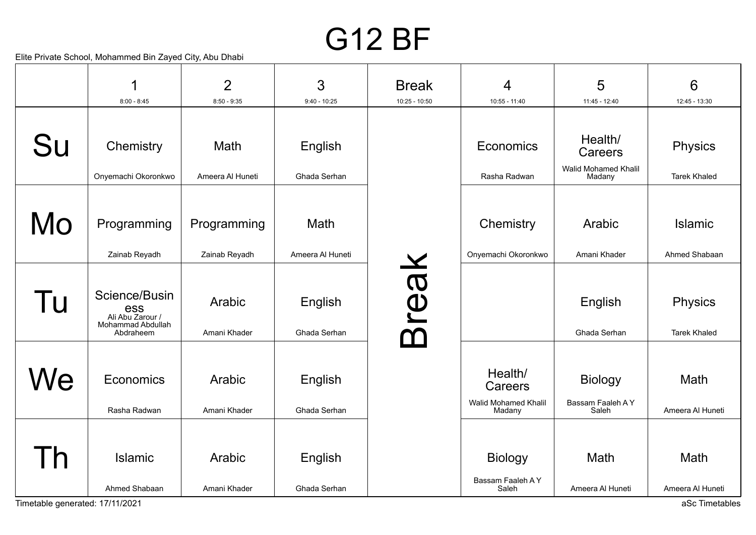# G12 BF

Elite Private School, Mohammed Bin Zayed City, Abu Dhabi

| | 1<br>8:00 - 8:45 | 2<br>8:50 - 9:35 | 3<br>9:40 - 10:25 | Break<br>10:25 - 10:50 | 4<br>10:55 - 11:40 | 5<br>11:45 - 12:40 | 6<br>12:45 - 13:30 |
|---|---|---|---|---|---|---|---|
| Su | Chemistry<br>Onyemachi Okoronkwo | Math<br>Ameera Al Huneti | English<br>Ghada Serhan | Break | Economics<br>Rasha Radwan | Health/ Careers<br>Walid Mohamed Khalil Madany | Physics<br>Tarek Khaled |
| Mo | Programming<br>Zainab Reyadh | Programming<br>Zainab Reyadh | Math<br>Ameera Al Huneti | | Chemistry<br>Onyemachi Okoronkwo | Arabic<br>Amani Khader | Islamic<br>Ahmed Shabaan |
| Tu | Science/Business<br>Ali Abu Zarour / Mohammad Abdullah Abdraheem | Arabic<br>Amani Khader | English<br>Ghada Serhan | | | English<br>Ghada Serhan | Physics<br>Tarek Khaled |
| We | Economics<br>Rasha Radwan | Arabic<br>Amani Khader | English<br>Ghada Serhan | | Health/ Careers<br>Walid Mohamed Khalil Madany | Biology<br>Bassam Faaleh A Y Saleh | Math<br>Ameera Al Huneti |
| Th | Islamic<br>Ahmed Shabaan | Arabic<br>Amani Khader | English<br>Ghada Serhan | | Biology<br>Bassam Faaleh A Y Saleh | Math<br>Ameera Al Huneti | Math<br>Ameera Al Huneti |

Timetable generated: 17/11/2021

aSc Timetables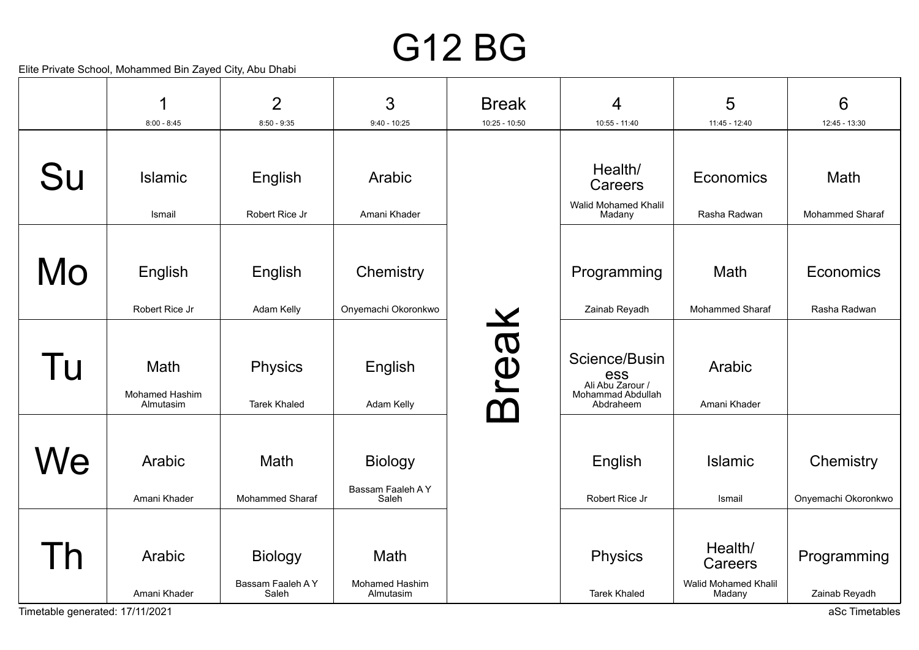# G12 BG

Elite Private School, Mohammed Bin Zayed City, Abu Dhabi

| | 1<br>8:00 - 8:45 | 2<br>8:50 - 9:35 | 3<br>9:40 - 10:25 | Break<br>10:25 - 10:50 | 4<br>10:55 - 11:40 | 5<br>11:45 - 12:40 | 6<br>12:45 - 13:30 |
|---|---|---|---|---|---|---|---|
| Su | Islamic<br>Ismail | English<br>Robert Rice Jr | Arabic<br>Amani Khader | Break | Health/ Careers<br>Walid Mohamed Khalil Madany | Economics<br>Rasha Radwan | Math<br>Mohammed Sharaf |
| Mo | English<br>Robert Rice Jr | English<br>Adam Kelly | Chemistry<br>Onyemachi Okoronkwo | Break | Programming<br>Zainab Reyadh | Math<br>Mohammed Sharaf | Economics<br>Rasha Radwan |
| Tu | Math<br>Mohamed Hashim Almutasim | Physics<br>Tarek Khaled | English<br>Adam Kelly | Break | Science/Business<br>Ali Abu Zarour / Mohammad Abdullah Abdraheem | Arabic<br>Amani Khader | |
| We | Arabic<br>Amani Khader | Math<br>Mohammed Sharaf | Biology<br>Bassam Faaleh A Y Saleh | Break | English<br>Robert Rice Jr | Islamic<br>Ismail | Chemistry<br>Onyemachi Okoronkwo |
| Th | Arabic<br>Amani Khader | Biology<br>Bassam Faaleh A Y Saleh | Math<br>Mohamed Hashim Almutasim | Break | Physics<br>Tarek Khaled | Health/ Careers<br>Walid Mohamed Khalil Madany | Programming<br>Zainab Reyadh |

Timetable generated: 17/11/2021

aSc Timetables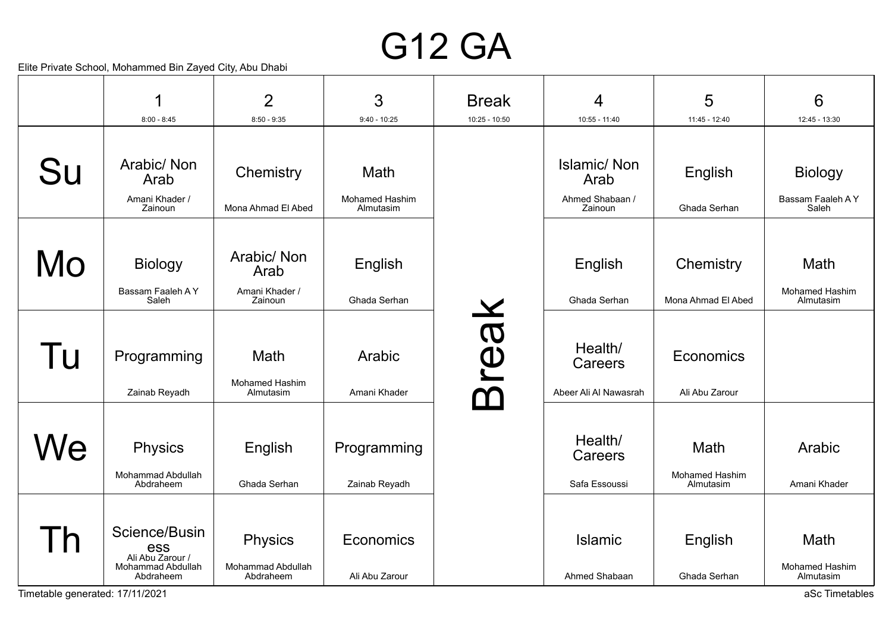# G12 GA

Elite Private School, Mohammed Bin Zayed City, Abu Dhabi

| | 1<br>8:00 - 8:45 | 2<br>8:50 - 9:35 | 3<br>9:40 - 10:25 | Break<br>10:25 - 10:50 | 4<br>10:55 - 11:40 | 5<br>11:45 - 12:40 | 6<br>12:45 - 13:30 |
|---|---|---|---|---|---|---|---|
| Su | Arabic/ Non Arab<br>Amani Khader / Zainoun | Chemistry<br>Mona Ahmad El Abed | Math<br>Mohamed Hashim Almutasim | Break | Islamic/ Non Arab<br>Ahmed Shabaan / Zainoun | English<br>Ghada Serhan | Biology<br>Bassam Faaleh A Y Saleh |
| Mo | Biology<br>Bassam Faaleh A Y Saleh | Arabic/ Non Arab<br>Amani Khader / Zainoun | English<br>Ghada Serhan | | English<br>Ghada Serhan | Chemistry<br>Mona Ahmad El Abed | Math<br>Mohamed Hashim Almutasim |
| Tu | Programming<br>Zainab Reyadh | Math<br>Mohamed Hashim Almutasim | Arabic<br>Amani Khader | | Health/ Careers<br>Abeer Ali Al Nawasrah | Economics<br>Ali Abu Zarour | |
| We | Physics<br>Mohammad Abdullah Abdraheem | English<br>Ghada Serhan | Programming<br>Zainab Reyadh | | Health/ Careers<br>Safa Essoussi | Math<br>Mohamed Hashim Almutasim | Arabic<br>Amani Khader |
| Th | Science/Business<br>Ali Abu Zarour / Mohammad Abdullah Abdraheem | Physics<br>Mohammad Abdullah Abdraheem | Economics<br>Ali Abu Zarour | | Islamic<br>Ahmed Shabaan | English<br>Ghada Serhan | Math<br>Mohamed Hashim Almutasim |

Timetable generated: 17/11/2021

aSc Timetables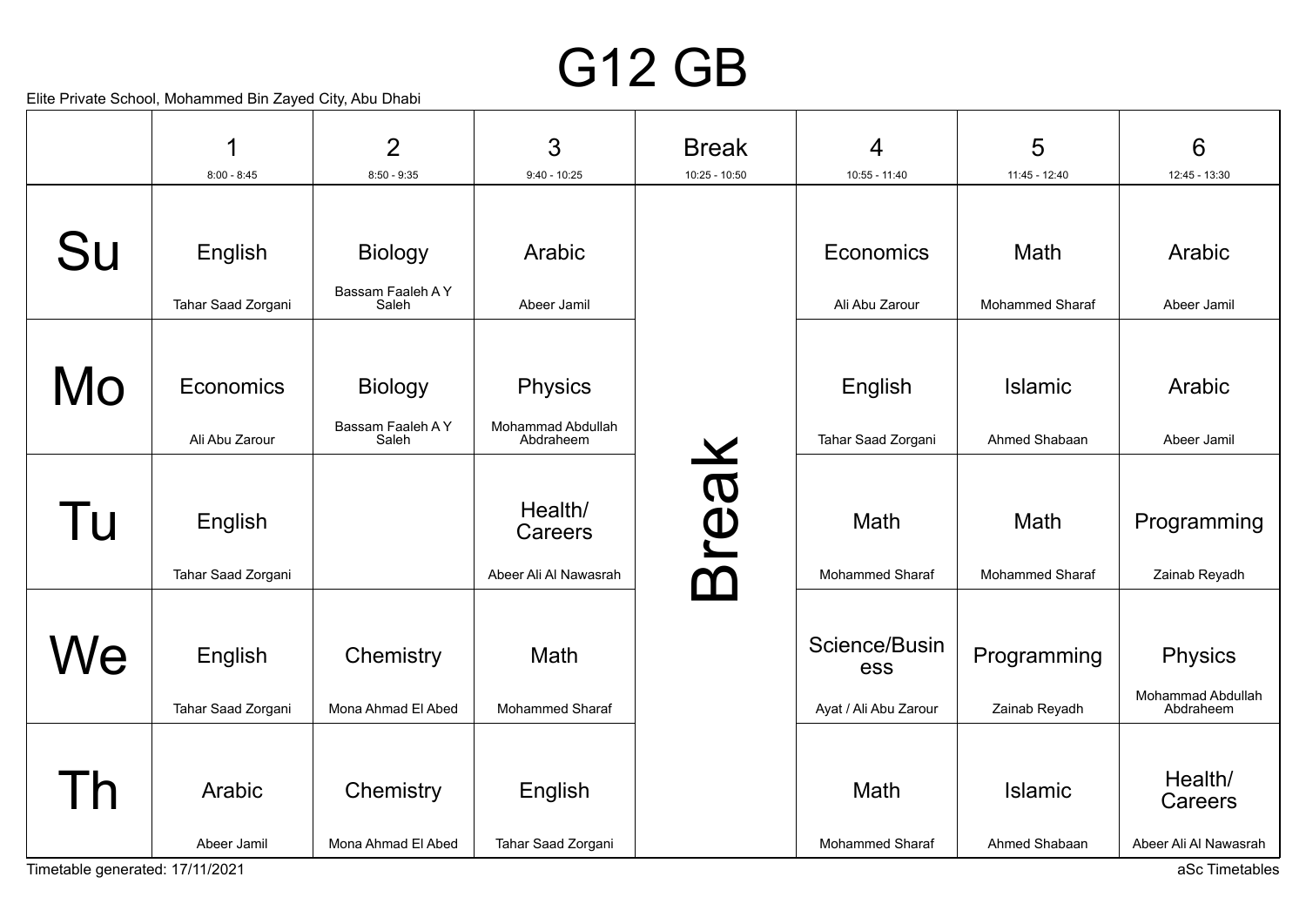# G12 GB

Elite Private School, Mohammed Bin Zayed City, Abu Dhabi

| | 1<br>8:00 - 8:45 | 2<br>8:50 - 9:35 | 3<br>9:40 - 10:25 | Break<br>10:25 - 10:50 | 4<br>10:55 - 11:40 | 5<br>11:45 - 12:40 | 6<br>12:45 - 13:30 |
|---|---|---|---|---|---|---|---|
| Su | English<br>Tahar Saad Zorgani | Biology<br>Bassam Faaleh A Y Saleh | Arabic<br>Abeer Jamil | Break | Economics<br>Ali Abu Zarour | Math<br>Mohammed Sharaf | Arabic<br>Abeer Jamil |
| Mo | Economics<br>Ali Abu Zarour | Biology<br>Bassam Faaleh A Y Saleh | Physics<br>Mohammad Abdullah Abdraheem | | English<br>Tahar Saad Zorgani | Islamic<br>Ahmed Shabaan | Arabic<br>Abeer Jamil |
| Tu | English<br>Tahar Saad Zorgani | | Health/ Careers<br>Abeer Ali Al Nawasrah | | Math<br>Mohammed Sharaf | Math<br>Mohammed Sharaf | Programming<br>Zainab Reyadh |
| We | English<br>Tahar Saad Zorgani | Chemistry<br>Mona Ahmad El Abed | Math<br>Mohammed Sharaf | | Science/Business<br>Ayat / Ali Abu Zarour | Programming<br>Zainab Reyadh | Physics<br>Mohammad Abdullah Abdraheem |
| Th | Arabic<br>Abeer Jamil | Chemistry<br>Mona Ahmad El Abed | English<br>Tahar Saad Zorgani | | Math<br>Mohammed Sharaf | Islamic<br>Ahmed Shabaan | Health/ Careers<br>Abeer Ali Al Nawasrah |

Timetable generated: 17/11/2021

aSc Timetables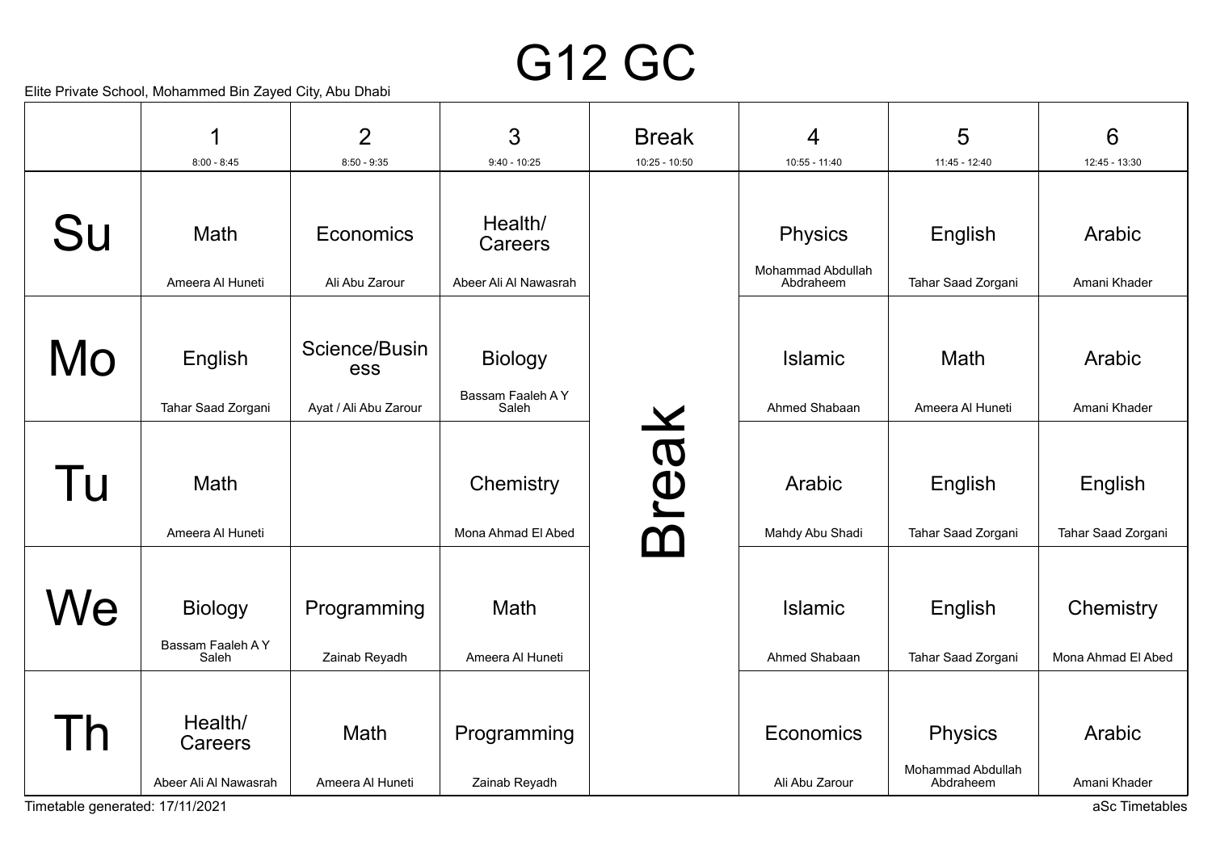# G12 GC

Elite Private School, Mohammed Bin Zayed City, Abu Dhabi

| | 1<br>8:00 - 8:45 | 2<br>8:50 - 9:35 | 3<br>9:40 - 10:25 | Break<br>10:25 - 10:50 | 4<br>10:55 - 11:40 | 5<br>11:45 - 12:40 | 6<br>12:45 - 13:30 |
|---|---|---|---|---|---|---|---|
| Su | Math<br>Ameera Al Huneti | Economics<br>Ali Abu Zarour | Health/ Careers<br>Abeer Ali Al Nawasrah | Break | Physics<br>Mohammad Abdullah Abdraheem | English<br>Tahar Saad Zorgani | Arabic<br>Amani Khader |
| Mo | English<br>Tahar Saad Zorgani | Science/Business<br>Ayat / Ali Abu Zarour | Biology<br>Bassam Faaleh A Y Saleh | | Islamic<br>Ahmed Shabaan | Math<br>Ameera Al Huneti | Arabic<br>Amani Khader |
| Tu | Math<br>Ameera Al Huneti | | Chemistry<br>Mona Ahmad El Abed | | Arabic<br>Mahdy Abu Shadi | English<br>Tahar Saad Zorgani | English<br>Tahar Saad Zorgani |
| We | Biology<br>Bassam Faaleh A Y Saleh | Programming<br>Zainab Reyadh | Math<br>Ameera Al Huneti | | Islamic<br>Ahmed Shabaan | English<br>Tahar Saad Zorgani | Chemistry<br>Mona Ahmad El Abed |
| Th | Health/ Careers<br>Abeer Ali Al Nawasrah | Math<br>Ameera Al Huneti | Programming<br>Zainab Reyadh | | Economics<br>Ali Abu Zarour | Physics<br>Mohammad Abdullah Abdraheem | Arabic<br>Amani Khader |

Timetable generated: 17/11/2021

aSc Timetables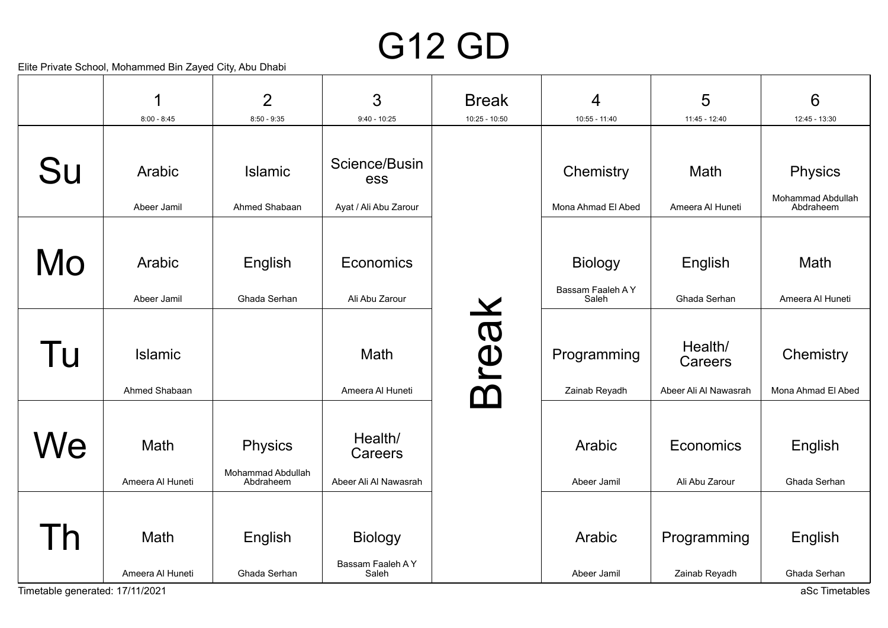# G12 GD

Elite Private School, Mohammed Bin Zayed City, Abu Dhabi

| | 1<br>8:00 - 8:45 | 2<br>8:50 - 9:35 | 3<br>9:40 - 10:25 | Break<br>10:25 - 10:50 | 4<br>10:55 - 11:40 | 5<br>11:45 - 12:40 | 6<br>12:45 - 13:30 |
|---|---|---|---|---|---|---|---|
| Su | Arabic<br>Abeer Jamil | Islamic<br>Ahmed Shabaan | Science/Business<br>Ayat / Ali Abu Zarour | Break | Chemistry<br>Mona Ahmad El Abed | Math<br>Ameera Al Huneti | Physics<br>Mohammad Abdullah Abdraheem |
| Mo | Arabic<br>Abeer Jamil | English<br>Ghada Serhan | Economics<br>Ali Abu Zarour | Break | Biology<br>Bassam Faaleh A Y Saleh | English<br>Ghada Serhan | Math<br>Ameera Al Huneti |
| Tu | Islamic<br>Ahmed Shabaan | | Math<br>Ameera Al Huneti | Break | Programming<br>Zainab Reyadh | Health/ Careers<br>Abeer Ali Al Nawasrah | Chemistry<br>Mona Ahmad El Abed |
| We | Math<br>Ameera Al Huneti | Physics<br>Mohammad Abdullah Abdraheem | Health/ Careers<br>Abeer Ali Al Nawasrah | Break | Arabic<br>Abeer Jamil | Economics<br>Ali Abu Zarour | English<br>Ghada Serhan |
| Th | Math<br>Ameera Al Huneti | English<br>Ghada Serhan | Biology<br>Bassam Faaleh A Y Saleh | Break | Arabic<br>Abeer Jamil | Programming<br>Zainab Reyadh | English<br>Ghada Serhan |

Timetable generated: 17/11/2021

aSc Timetables